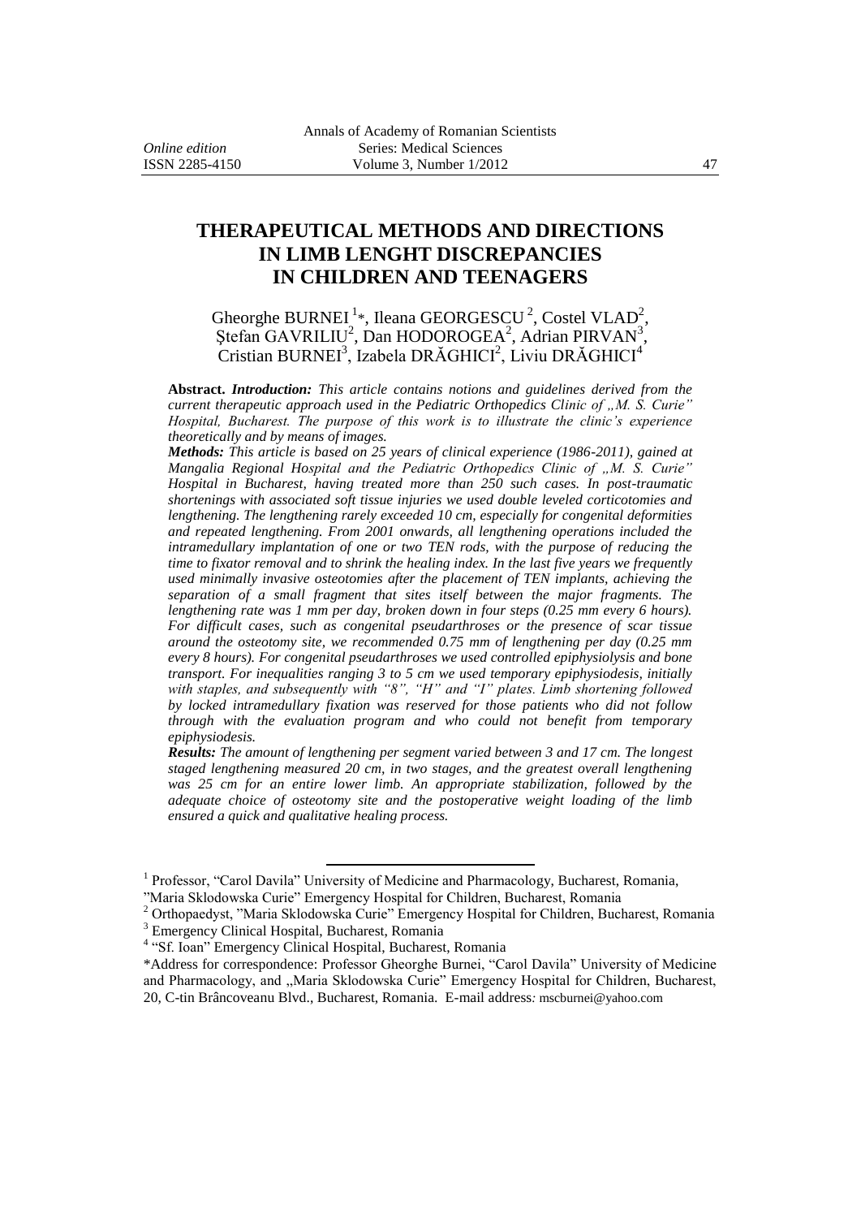# THERAPEUTICAL METHODS AND DIRECTIONS IN LIMB LENGHT DISCREPANCIES IN CHILDREN AND TEENAGERS

Gheorghe BURNEI [1]*, Ileana GEORGESCU [2], Costel VLAD[2], Ştefan GAVRILIU[2], Dan HODOROGEA[2], Adrian PIRVAN[3], Cristian BURNEI[3], Izabela DRĂGHICI[2], Liviu DRĂGHICI[4]

**Abstract.** ***Introduction:*** *This article contains notions and guidelines derived from the current therapeutic approach used in the Pediatric Orthopedics Clinic of „M. S. Curie" Hospital, Bucharest. The purpose of this work is to illustrate the clinic's experience theoretically and by means of images.*

***Methods:*** *This article is based on 25 years of clinical experience (1986-2011), gained at Mangalia Regional Hospital and the Pediatric Orthopedics Clinic of „M. S. Curie" Hospital in Bucharest, having treated more than 250 such cases. In post-traumatic shortenings with associated soft tissue injuries we used double leveled corticotomies and lengthening. The lengthening rarely exceeded 10 cm, especially for congenital deformities and repeated lengthening. From 2001 onwards, all lengthening operations included the intramedullary implantation of one or two TEN rods, with the purpose of reducing the time to fixator removal and to shrink the healing index. In the last five years we frequently used minimally invasive osteotomies after the placement of TEN implants, achieving the separation of a small fragment that sites itself between the major fragments. The lengthening rate was 1 mm per day, broken down in four steps (0.25 mm every 6 hours). For difficult cases, such as congenital pseudarthroses or the presence of scar tissue around the osteotomy site, we recommended 0.75 mm of lengthening per day (0.25 mm every 8 hours). For congenital pseudarthroses we used controlled epiphysiolysis and bone transport. For inequalities ranging 3 to 5 cm we used temporary epiphysiodesis, initially with staples, and subsequently with "8", "H" and "I" plates. Limb shortening followed by locked intramedullary fixation was reserved for those patients who did not follow through with the evaluation program and who could not benefit from temporary epiphysiodesis.*

***Results:*** *The amount of lengthening per segment varied between 3 and 17 cm. The longest staged lengthening measured 20 cm, in two stages, and the greatest overall lengthening was 25 cm for an entire lower limb. An appropriate stabilization, followed by the adequate choice of osteotomy site and the postoperative weight loading of the limb ensured a quick and qualitative healing process.*

---

[1] Professor, "Carol Davila" University of Medicine and Pharmacology, Bucharest, Romania, "Maria Sklodowska Curie" Emergency Hospital for Children, Bucharest, Romania

[2] Orthopaedyst, "Maria Sklodowska Curie" Emergency Hospital for Children, Bucharest, Romania

[3] Emergency Clinical Hospital, Bucharest, Romania

[4] "Sf. Ioan" Emergency Clinical Hospital, Bucharest, Romania

*Address for correspondence: Professor Gheorghe Burnei, "Carol Davila" University of Medicine and Pharmacology, and „Maria Sklodowska Curie" Emergency Hospital for Children, Bucharest, 20, C-tin Brâncoveanu Blvd., Bucharest, Romania. E-mail address: mscburnei@yahoo.com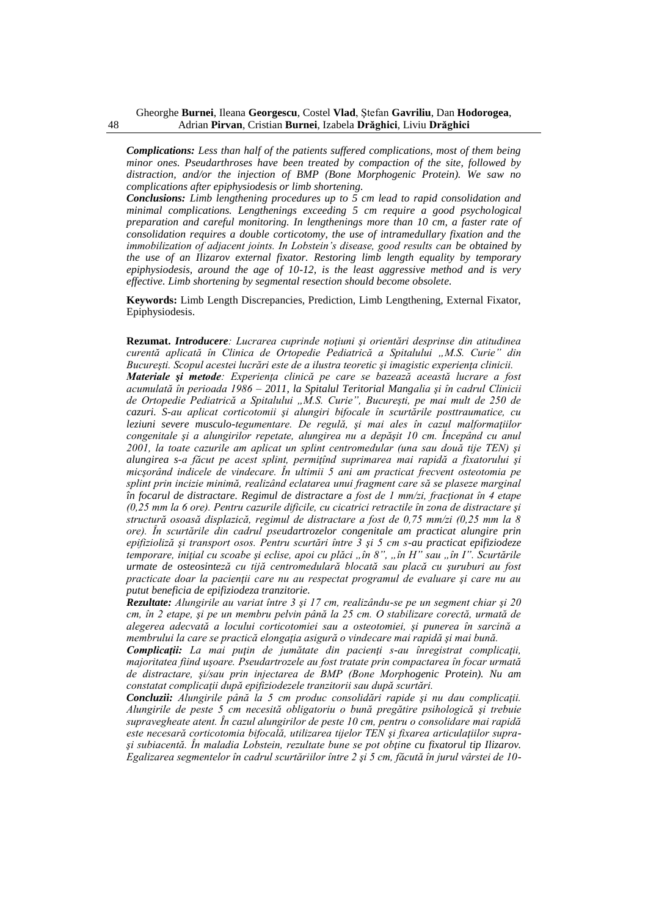***Complications:*** *Less than half of the patients suffered complications, most of them being minor ones. Pseudarthroses have been treated by compaction of the site, followed by distraction, and/or the injection of BMP (Bone Morphogenic Protein). We saw no complications after epiphysiodesis or limb shortening.*

***Conclusions:*** *Limb lengthening procedures up to 5 cm lead to rapid consolidation and minimal complications. Lengthenings exceeding 5 cm require a good psychological preparation and careful monitoring. In lengthenings more than 10 cm, a faster rate of consolidation requires a double corticotomy, the use of intramedullary fixation and the immobilization of adjacent joints. In Lobstein's disease, good results can be obtained by the use of an Ilizarov external fixator. Restoring limb length equality by temporary epiphysiodesis, around the age of 10-12, is the least aggressive method and is very effective. Limb shortening by segmental resection should become obsolete.*

**Keywords:** Limb Length Discrepancies, Prediction, Limb Lengthening, External Fixator, Epiphysiodesis.

**Rezumat.** ***Introducere****: Lucrarea cuprinde noţiuni şi orientări desprinse din atitudinea curentă aplicată în Clinica de Ortopedie Pediatrică a Spitalului „M.S. Curie" din Bucureşti. Scopul acestei lucrări este de a ilustra teoretic şi imagistic experienţa clinicii.*

***Materiale şi metode****: Experienţa clinică pe care se bazează această lucrare a fost acumulată în perioada 1986 – 2011, la Spitalul Teritorial Mangalia şi în cadrul Clinicii de Ortopedie Pediatrică a Spitalului „M.S. Curie", Bucureşti, pe mai mult de 250 de cazuri. S-au aplicat corticotomii şi alungiri bifocale în scurtările posttraumatice, cu leziuni severe musculo-tegumentare. De regulă, şi mai ales în cazul malformaţiilor congenitale şi a alungirilor repetate, alungirea nu a depăşit 10 cm. Începând cu anul 2001, la toate cazurile am aplicat un splint centromedular (una sau două tije TEN) şi alungirea s-a făcut pe acest splint, permiţînd suprimarea mai rapidă a fixatorului şi micşorând indicele de vindecare. În ultimii 5 ani am practicat frecvent osteotomia pe splint prin incizie minimă, realizând eclatarea unui fragment care să se plaseze marginal în focarul de distractare. Regimul de distractare a fost de 1 mm/zi, fracţionat în 4 etape (0,25 mm la 6 ore). Pentru cazurile dificile, cu cicatrici retractile în zona de distractare şi structură osoasă displazică, regimul de distractare a fost de 0,75 mm/zi (0,25 mm la 8 ore). În scurtările din cadrul pseudartrozelor congenitale am practicat alungire prin epifizioliză şi transport osos. Pentru scurtări între 3 şi 5 cm s-au practicat epifiziodeze temporare, iniţial cu scoabe şi eclise, apoi cu plăci „în 8", „în H" sau „în I". Scurtările urmate de osteosinteză cu tijă centromedulară blocată sau placă cu şuruburi au fost practicate doar la pacienţii care nu au respectat programul de evaluare şi care nu au putut beneficia de epifiziodeza tranzitorie.*

***Rezultate:*** *Alungirile au variat între 3 şi 17 cm, realizându-se pe un segment chiar şi 20 cm, în 2 etape, şi pe un membru pelvin până la 25 cm. O stabilizare corectă, urmată de alegerea adecvată a locului corticotomiei sau a osteotomiei, şi punerea în sarcină a membrului la care se practică elongaţia asigură o vindecare mai rapidă şi mai bună.*

***Complicaţii:*** *La mai puţin de jumătate din pacienţi s-au înregistrat complicaţii, majoritatea fiind uşoare. Pseudartrozele au fost tratate prin compactarea în focar urmată de distractare, şi/sau prin injectarea de BMP (Bone Morphogenic Protein). Nu am constatat complicaţii după epifiziodezele tranzitorii sau după scurtări.*

***Concluzii:*** *Alungirile până la 5 cm produc consolidări rapide şi nu dau complicaţii. Alungirile de peste 5 cm necesită obligatoriu o bună pregătire psihologică şi trebuie supravegheate atent. În cazul alungirilor de peste 10 cm, pentru o consolidare mai rapidă este necesară corticotomia bifocală, utilizarea tijelor TEN şi fixarea articulaţiilor supra- şi subiacentă. În maladia Lobstein, rezultate bune se pot obţine cu fixatorul tip Ilizarov. Egalizarea segmentelor în cadrul scurtăriilor între 2 şi 5 cm, făcută în jurul vârstei de 10-*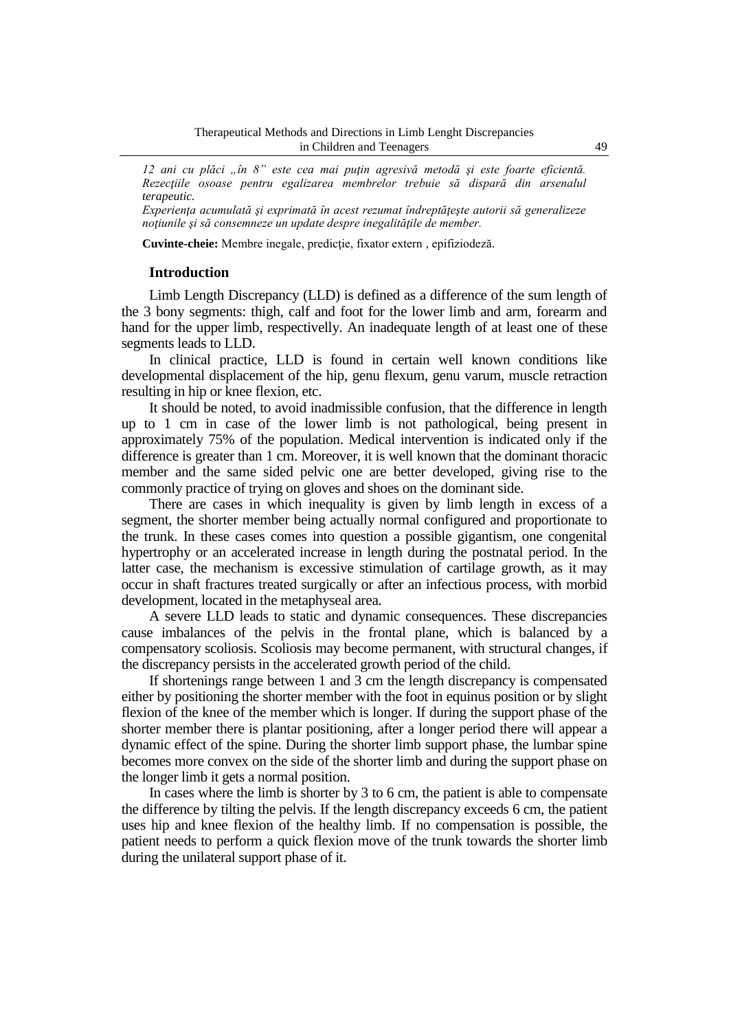*12 ani cu plăci „în 8" este cea mai puţin agresivă metodă şi este foarte eficientă. Rezecţiile osoase pentru egalizarea membrelor trebuie să dispară din arsenalul terapeutic.*

*Experienţa acumulată şi exprimată în acest rezumat îndreptăţeşte autorii să generalizeze noţiunile şi să consemneze un update despre inegalităţile de member.*

**Cuvinte-cheie:** Membre inegale, predicţie, fixator extern , epifiziodeză.

## Introduction

Limb Length Discrepancy (LLD) is defined as a difference of the sum length of the 3 bony segments: thigh, calf and foot for the lower limb and arm, forearm and hand for the upper limb, respectivelly. An inadequate length of at least one of these segments leads to LLD.

In clinical practice, LLD is found in certain well known conditions like developmental displacement of the hip, genu flexum, genu varum, muscle retraction resulting in hip or knee flexion, etc.

It should be noted, to avoid inadmissible confusion, that the difference in length up to 1 cm in case of the lower limb is not pathological, being present in approximately 75% of the population. Medical intervention is indicated only if the difference is greater than 1 cm. Moreover, it is well known that the dominant thoracic member and the same sided pelvic one are better developed, giving rise to the commonly practice of trying on gloves and shoes on the dominant side.

There are cases in which inequality is given by limb length in excess of a segment, the shorter member being actually normal configured and proportionate to the trunk. In these cases comes into question a possible gigantism, one congenital hypertrophy or an accelerated increase in length during the postnatal period. In the latter case, the mechanism is excessive stimulation of cartilage growth, as it may occur in shaft fractures treated surgically or after an infectious process, with morbid development, located in the metaphyseal area.

A severe LLD leads to static and dynamic consequences. These discrepancies cause imbalances of the pelvis in the frontal plane, which is balanced by a compensatory scoliosis. Scoliosis may become permanent, with structural changes, if the discrepancy persists in the accelerated growth period of the child.

If shortenings range between 1 and 3 cm the length discrepancy is compensated either by positioning the shorter member with the foot in equinus position or by slight flexion of the knee of the member which is longer. If during the support phase of the shorter member there is plantar positioning, after a longer period there will appear a dynamic effect of the spine. During the shorter limb support phase, the lumbar spine becomes more convex on the side of the shorter limb and during the support phase on the longer limb it gets a normal position.

In cases where the limb is shorter by 3 to 6 cm, the patient is able to compensate the difference by tilting the pelvis. If the length discrepancy exceeds 6 cm, the patient uses hip and knee flexion of the healthy limb. If no compensation is possible, the patient needs to perform a quick flexion move of the trunk towards the shorter limb during the unilateral support phase of it.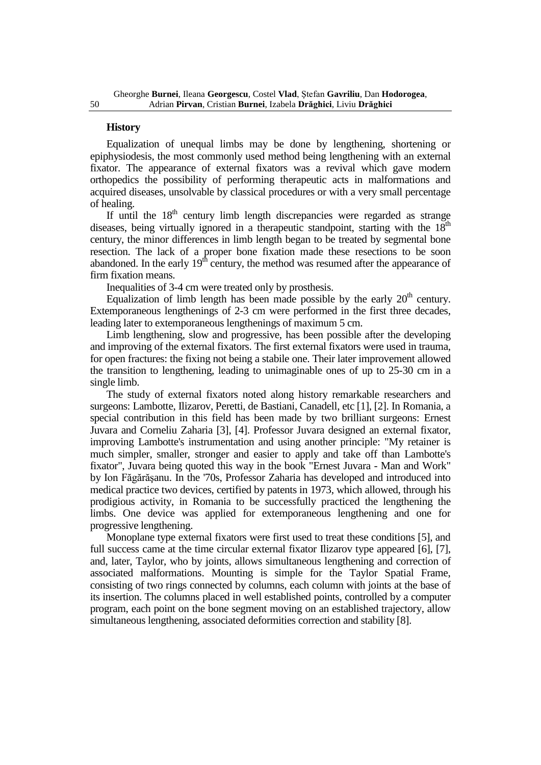## History

Equalization of unequal limbs may be done by lengthening, shortening or epiphysiodesis, the most commonly used method being lengthening with an external fixator. The appearance of external fixators was a revival which gave modern orthopedics the possibility of performing therapeutic acts in malformations and acquired diseases, unsolvable by classical procedures or with a very small percentage of healing.

If until the 18th century limb length discrepancies were regarded as strange diseases, being virtually ignored in a therapeutic standpoint, starting with the 18th century, the minor differences in limb length began to be treated by segmental bone resection. The lack of a proper bone fixation made these resections to be soon abandoned. In the early 19th century, the method was resumed after the appearance of firm fixation means.

Inequalities of 3-4 cm were treated only by prosthesis.

Equalization of limb length has been made possible by the early 20th century. Extemporaneous lengthenings of 2-3 cm were performed in the first three decades, leading later to extemporaneous lengthenings of maximum 5 cm.

Limb lengthening, slow and progressive, has been possible after the developing and improving of the external fixators. The first external fixators were used in trauma, for open fractures: the fixing not being a stabile one. Their later improvement allowed the transition to lengthening, leading to unimaginable ones of up to 25-30 cm in a single limb.

The study of external fixators noted along history remarkable researchers and surgeons: Lambotte, Ilizarov, Peretti, de Bastiani, Canadell, etc [1], [2]. In Romania, a special contribution in this field has been made by two brilliant surgeons: Ernest Juvara and Corneliu Zaharia [3], [4]. Professor Juvara designed an external fixator, improving Lambotte's instrumentation and using another principle: "My retainer is much simpler, smaller, stronger and easier to apply and take off than Lambotte's fixator", Juvara being quoted this way in the book "Ernest Juvara - Man and Work" by Ion Făgărăşanu. In the '70s, Professor Zaharia has developed and introduced into medical practice two devices, certified by patents in 1973, which allowed, through his prodigious activity, in Romania to be successfully practiced the lengthening the limbs. One device was applied for extemporaneous lengthening and one for progressive lengthening.

Monoplane type external fixators were first used to treat these conditions [5], and full success came at the time circular external fixator Ilizarov type appeared [6], [7], and, later, Taylor, who by joints, allows simultaneous lengthening and correction of associated malformations. Mounting is simple for the Taylor Spatial Frame, consisting of two rings connected by columns, each column with joints at the base of its insertion. The columns placed in well established points, controlled by a computer program, each point on the bone segment moving on an established trajectory, allow simultaneous lengthening, associated deformities correction and stability [8].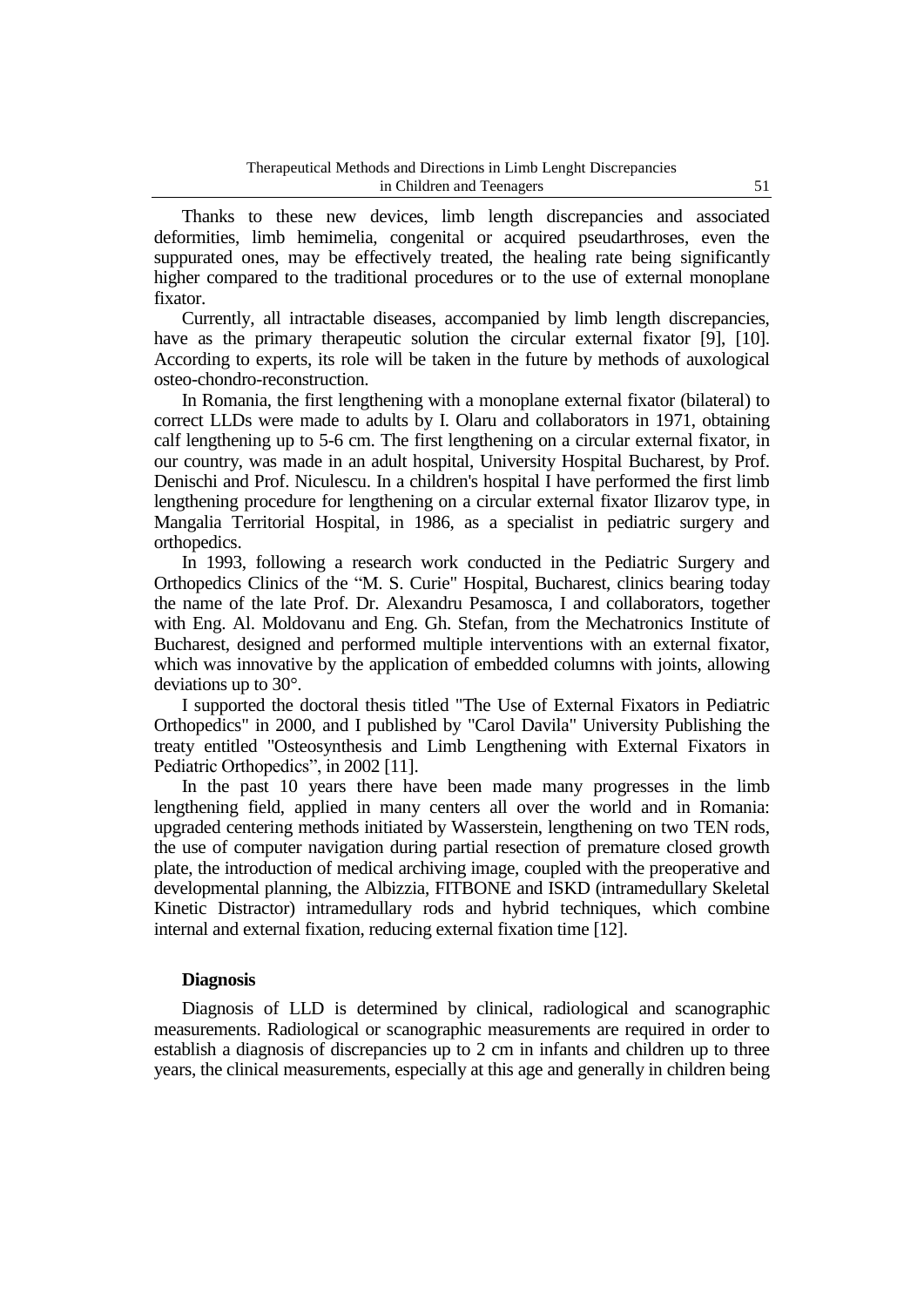Thanks to these new devices, limb length discrepancies and associated deformities, limb hemimelia, congenital or acquired pseudarthroses, even the suppurated ones, may be effectively treated, the healing rate being significantly higher compared to the traditional procedures or to the use of external monoplane fixator.

Currently, all intractable diseases, accompanied by limb length discrepancies, have as the primary therapeutic solution the circular external fixator [9], [10]. According to experts, its role will be taken in the future by methods of auxological osteo-chondro-reconstruction.

In Romania, the first lengthening with a monoplane external fixator (bilateral) to correct LLDs were made to adults by I. Olaru and collaborators in 1971, obtaining calf lengthening up to 5-6 cm. The first lengthening on a circular external fixator, in our country, was made in an adult hospital, University Hospital Bucharest, by Prof. Denischi and Prof. Niculescu. In a children's hospital I have performed the first limb lengthening procedure for lengthening on a circular external fixator Ilizarov type, in Mangalia Territorial Hospital, in 1986, as a specialist in pediatric surgery and orthopedics.

In 1993, following a research work conducted in the Pediatric Surgery and Orthopedics Clinics of the "M. S. Curie" Hospital, Bucharest, clinics bearing today the name of the late Prof. Dr. Alexandru Pesamosca, I and collaborators, together with Eng. Al. Moldovanu and Eng. Gh. Stefan, from the Mechatronics Institute of Bucharest, designed and performed multiple interventions with an external fixator, which was innovative by the application of embedded columns with joints, allowing deviations up to 30°.

I supported the doctoral thesis titled "The Use of External Fixators in Pediatric Orthopedics" in 2000, and I published by "Carol Davila" University Publishing the treaty entitled "Osteosynthesis and Limb Lengthening with External Fixators in Pediatric Orthopedics", in 2002 [11].

In the past 10 years there have been made many progresses in the limb lengthening field, applied in many centers all over the world and in Romania: upgraded centering methods initiated by Wasserstein, lengthening on two TEN rods, the use of computer navigation during partial resection of premature closed growth plate, the introduction of medical archiving image, coupled with the preoperative and developmental planning, the Albizzia, FITBONE and ISKD (intramedullary Skeletal Kinetic Distractor) intramedullary rods and hybrid techniques, which combine internal and external fixation, reducing external fixation time [12].

## Diagnosis

Diagnosis of LLD is determined by clinical, radiological and scanographic measurements. Radiological or scanographic measurements are required in order to establish a diagnosis of discrepancies up to 2 cm in infants and children up to three years, the clinical measurements, especially at this age and generally in children being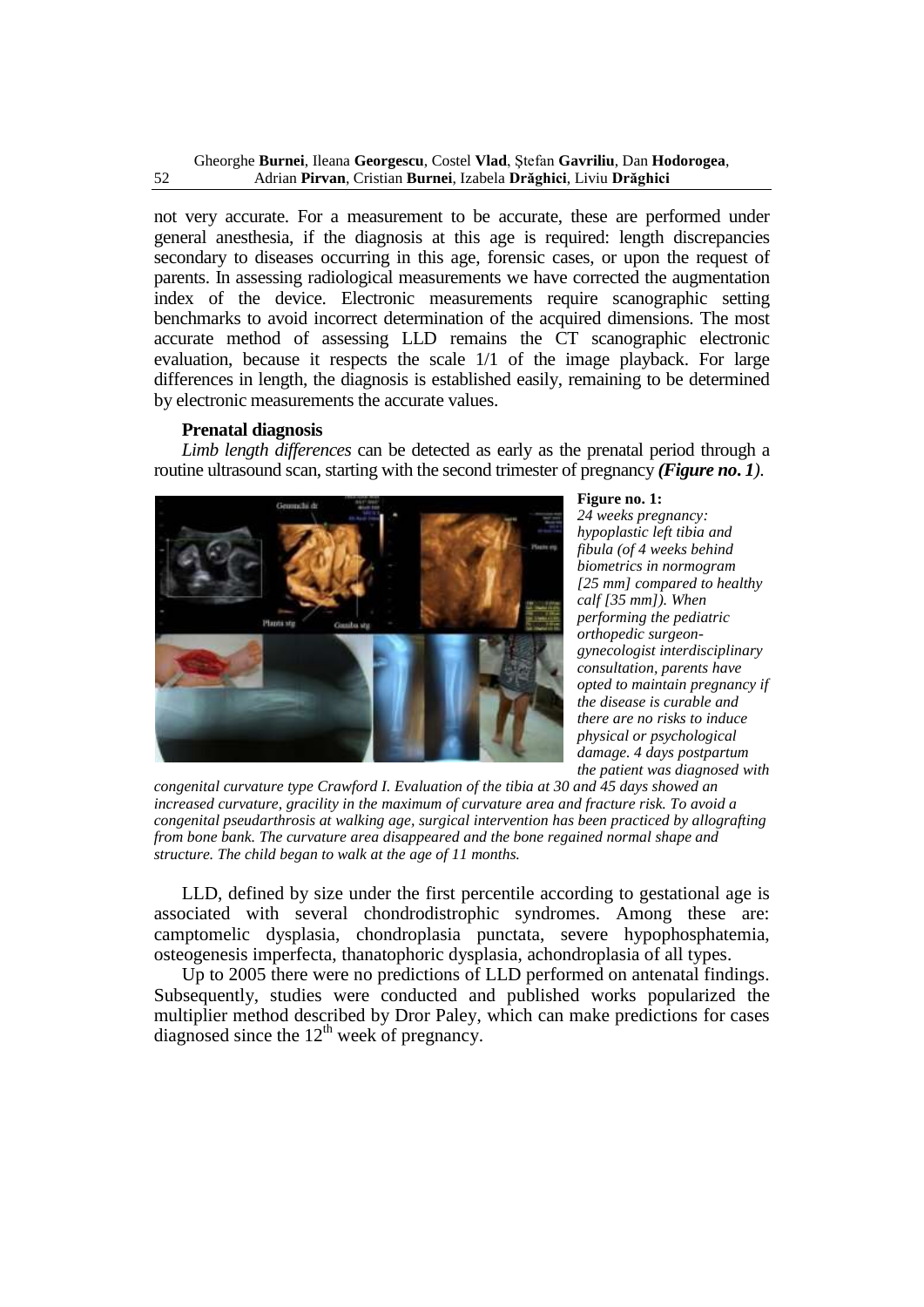not very accurate. For a measurement to be accurate, these are performed under general anesthesia, if the diagnosis at this age is required: length discrepancies secondary to diseases occurring in this age, forensic cases, or upon the request of parents. In assessing radiological measurements we have corrected the augmentation index of the device. Electronic measurements require scanographic setting benchmarks to avoid incorrect determination of the acquired dimensions. The most accurate method of assessing LLD remains the CT scanographic electronic evaluation, because it respects the scale 1/1 of the image playback. For large differences in length, the diagnosis is established easily, remaining to be determined by electronic measurements the accurate values.

**Prenatal diagnosis**

*Limb length differences* can be detected as early as the prenatal period through a routine ultrasound scan, starting with the second trimester of pregnancy ***(Figure no. 1)***.

**Figure no. 1:** *24 weeks pregnancy: hypoplastic left tibia and fibula (of 4 weeks behind biometrics in normogram [25 mm] compared to healthy calf [35 mm]). When performing the pediatric orthopedic surgeon-gynecologist interdisciplinary consultation, parents have opted to maintain pregnancy if the disease is curable and there are no risks to induce physical or psychological damage. 4 days postpartum the patient was diagnosed with congenital curvature type Crawford I. Evaluation of the tibia at 30 and 45 days showed an increased curvature, gracility in the maximum of curvature area and fracture risk. To avoid a congenital pseudarthrosis at walking age, surgical intervention has been practiced by allografting from bone bank. The curvature area disappeared and the bone regained normal shape and structure. The child began to walk at the age of 11 months.*

LLD, defined by size under the first percentile according to gestational age is associated with several chondrodistrophic syndromes. Among these are: camptomelic dysplasia, chondroplasia punctata, severe hypophosphatemia, osteogenesis imperfecta, thanatophoric dysplasia, achondroplasia of all types.

Up to 2005 there were no predictions of LLD performed on antenatal findings. Subsequently, studies were conducted and published works popularized the multiplier method described by Dror Paley, which can make predictions for cases diagnosed since the 12th week of pregnancy.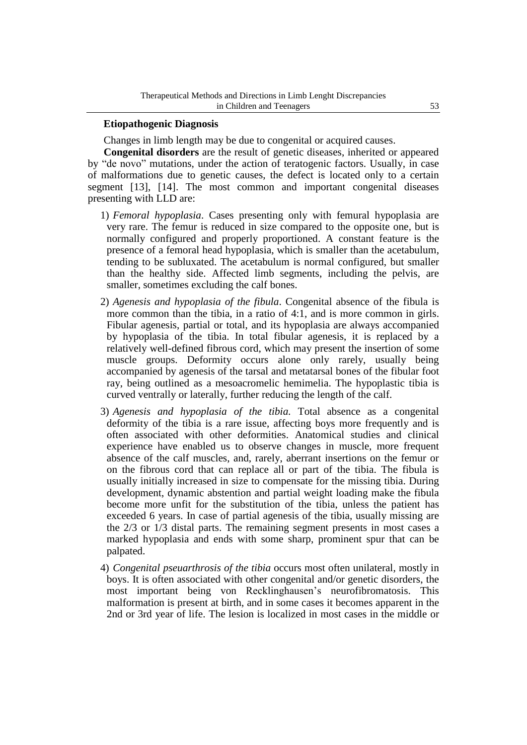### Etiopathogenic Diagnosis

Changes in limb length may be due to congenital or acquired causes.

**Congenital disorders** are the result of genetic diseases, inherited or appeared by "de novo" mutations, under the action of teratogenic factors. Usually, in case of malformations due to genetic causes, the defect is located only to a certain segment [13], [14]. The most common and important congenital diseases presenting with LLD are:

1) *Femoral hypoplasia*. Cases presenting only with femural hypoplasia are very rare. The femur is reduced in size compared to the opposite one, but is normally configured and properly proportioned. A constant feature is the presence of a femoral head hypoplasia, which is smaller than the acetabulum, tending to be subluxated. The acetabulum is normal configured, but smaller than the healthy side. Affected limb segments, including the pelvis, are smaller, sometimes excluding the calf bones.

2) *Agenesis and hypoplasia of the fibula*. Congenital absence of the fibula is more common than the tibia, in a ratio of 4:1, and is more common in girls. Fibular agenesis, partial or total, and its hypoplasia are always accompanied by hypoplasia of the tibia. In total fibular agenesis, it is replaced by a relatively well-defined fibrous cord, which may present the insertion of some muscle groups. Deformity occurs alone only rarely, usually being accompanied by agenesis of the tarsal and metatarsal bones of the fibular foot ray, being outlined as a mesoacromelic hemimelia. The hypoplastic tibia is curved ventrally or laterally, further reducing the length of the calf.

3) *Agenesis and hypoplasia of the tibia.* Total absence as a congenital deformity of the tibia is a rare issue, affecting boys more frequently and is often associated with other deformities. Anatomical studies and clinical experience have enabled us to observe changes in muscle, more frequent absence of the calf muscles, and, rarely, aberrant insertions on the femur or on the fibrous cord that can replace all or part of the tibia. The fibula is usually initially increased in size to compensate for the missing tibia. During development, dynamic abstention and partial weight loading make the fibula become more unfit for the substitution of the tibia, unless the patient has exceeded 6 years. In case of partial agenesis of the tibia, usually missing are the 2/3 or 1/3 distal parts. The remaining segment presents in most cases a marked hypoplasia and ends with some sharp, prominent spur that can be palpated.

4) *Congenital pseuarthrosis of the tibia* occurs most often unilateral, mostly in boys. It is often associated with other congenital and/or genetic disorders, the most important being von Recklinghausen's neurofibromatosis. This malformation is present at birth, and in some cases it becomes apparent in the 2nd or 3rd year of life. The lesion is localized in most cases in the middle or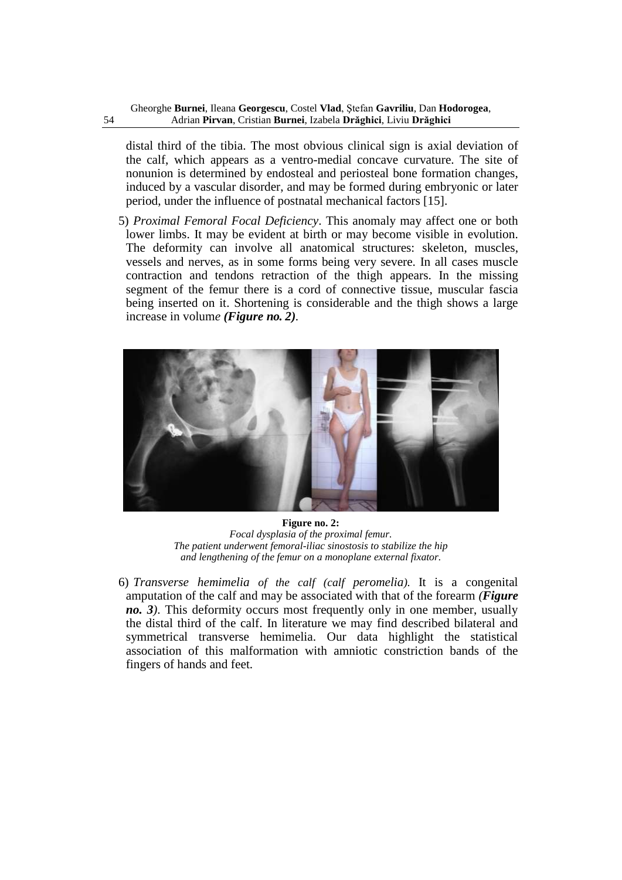distal third of the tibia. The most obvious clinical sign is axial deviation of the calf, which appears as a ventro-medial concave curvature. The site of nonunion is determined by endosteal and periosteal bone formation changes, induced by a vascular disorder, and may be formed during embryonic or later period, under the influence of postnatal mechanical factors [15].

5) *Proximal Femoral Focal Deficiency*. This anomaly may affect one or both lower limbs. It may be evident at birth or may become visible in evolution. The deformity can involve all anatomical structures: skeleton, muscles, vessels and nerves, as in some forms being very severe. In all cases muscle contraction and tendons retraction of the thigh appears. In the missing segment of the femur there is a cord of connective tissue, muscular fascia being inserted on it. Shortening is considerable and the thigh shows a large increase in volum*e **(Figure no. 2)***.

**Figure no. 2:**
*Focal dysplasia of the proximal femur.*
*The patient underwent femoral-iliac sinostosis to stabilize the hip and lengthening of the femur on a monoplane external fixator.*

6) *Transverse hemimelia of the calf (calf peromelia).* It is a congenital amputation of the calf and may be associated with that of the forearm ***(Figure no. 3)***. This deformity occurs most frequently only in one member, usually the distal third of the calf. In literature we may find described bilateral and symmetrical transverse hemimelia. Our data highlight the statistical association of this malformation with amniotic constriction bands of the fingers of hands and feet.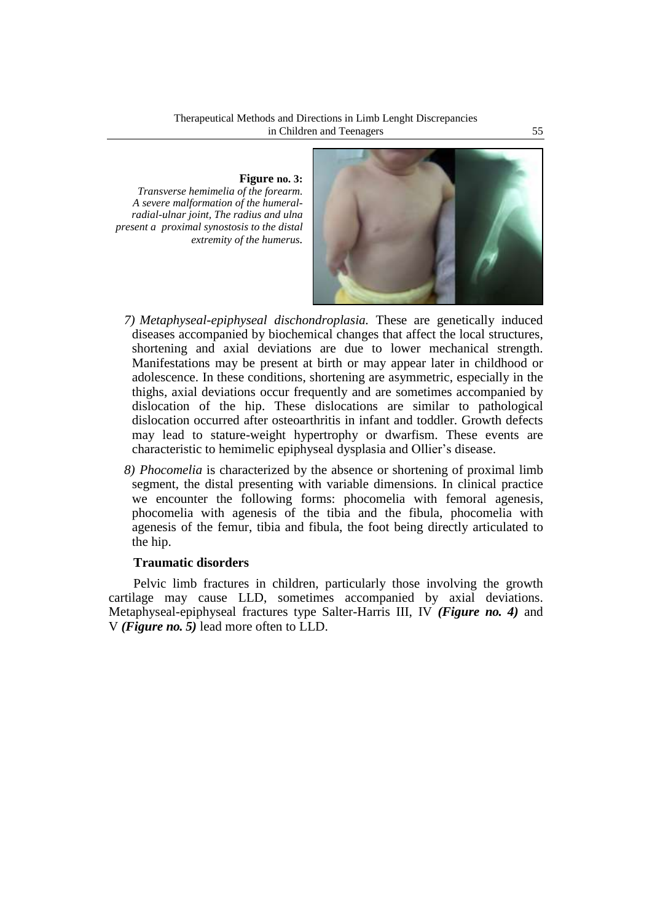**Figure no. 3:**
*Transverse hemimelia of the forearm. A severe malformation of the humeral-radial-ulnar joint, The radius and ulna present a proximal synostosis to the distal extremity of the humerus.*

7) *Metaphyseal-epiphyseal dischondroplasia.* These are genetically induced diseases accompanied by biochemical changes that affect the local structures, shortening and axial deviations are due to lower mechanical strength. Manifestations may be present at birth or may appear later in childhood or adolescence. In these conditions, shortening are asymmetric, especially in the thighs, axial deviations occur frequently and are sometimes accompanied by dislocation of the hip. These dislocations are similar to pathological dislocation occurred after osteoarthritis in infant and toddler. Growth defects may lead to stature-weight hypertrophy or dwarfism. These events are characteristic to hemimelic epiphyseal dysplasia and Ollier's disease.

8) *Phocomelia* is characterized by the absence or shortening of proximal limb segment, the distal presenting with variable dimensions. In clinical practice we encounter the following forms: phocomelia with femoral agenesis, phocomelia with agenesis of the tibia and the fibula, phocomelia with agenesis of the femur, tibia and fibula, the foot being directly articulated to the hip.

**Traumatic disorders**

Pelvic limb fractures in children, particularly those involving the growth cartilage may cause LLD, sometimes accompanied by axial deviations. Metaphyseal-epiphyseal fractures type Salter-Harris III, IV ***(Figure no. 4)*** and V ***(Figure no. 5)*** lead more often to LLD.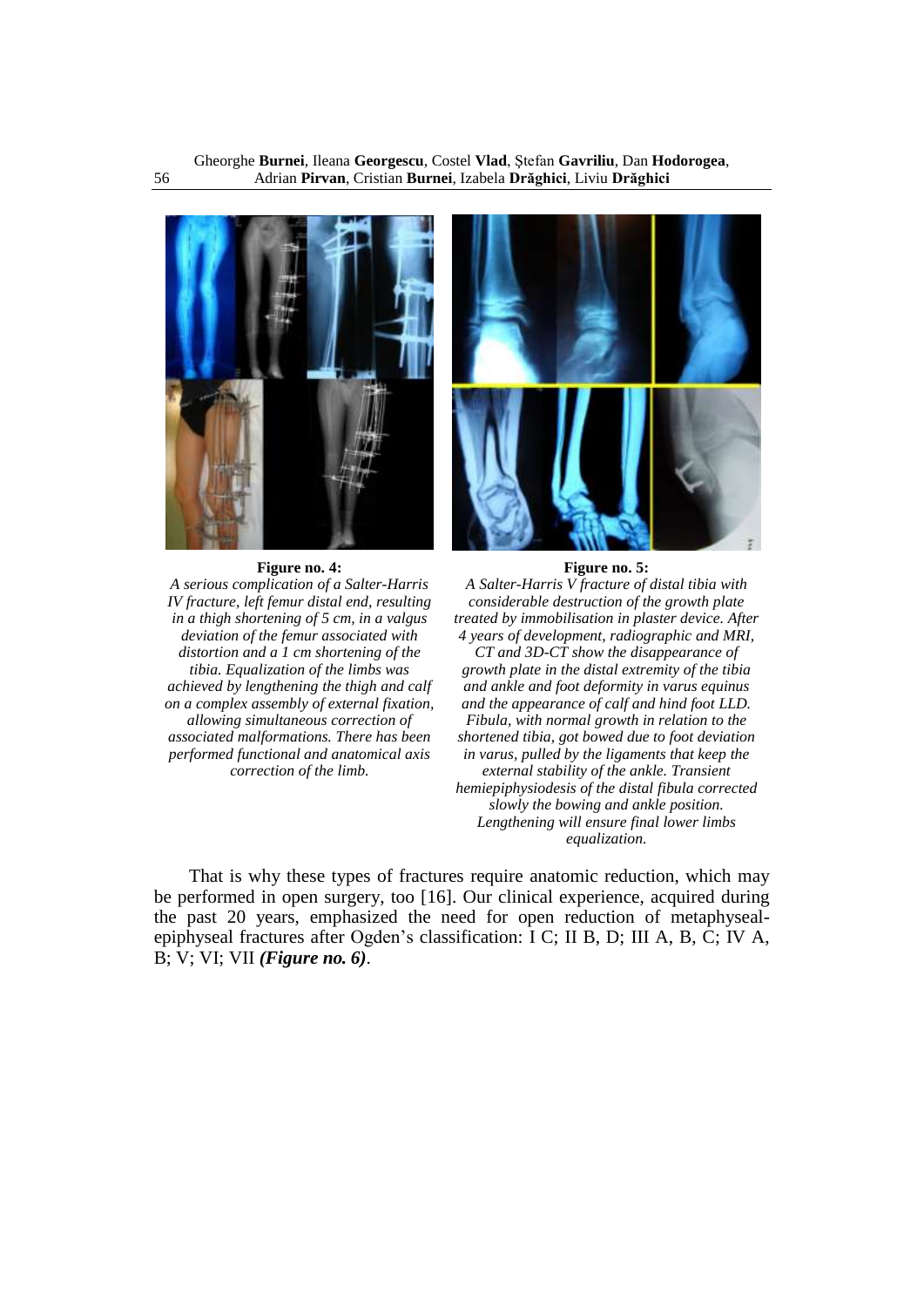**Figure no. 4:**

*A serious complication of a Salter-Harris IV fracture, left femur distal end, resulting in a thigh shortening of 5 cm, in a valgus deviation of the femur associated with distortion and a 1 cm shortening of the tibia. Equalization of the limbs was achieved by lengthening the thigh and calf on a complex assembly of external fixation, allowing simultaneous correction of associated malformations. There has been performed functional and anatomical axis correction of the limb.*

**Figure no. 5:**

*A Salter-Harris V fracture of distal tibia with considerable destruction of the growth plate treated by immobilisation in plaster device. After 4 years of development, radiographic and MRI, CT and 3D-CT show the disappearance of growth plate in the distal extremity of the tibia and ankle and foot deformity in varus equinus and the appearance of calf and hind foot LLD. Fibula, with normal growth in relation to the shortened tibia, got bowed due to foot deviation in varus, pulled by the ligaments that keep the external stability of the ankle. Transient hemiepiphysiodesis of the distal fibula corrected slowly the bowing and ankle position. Lengthening will ensure final lower limbs equalization.*

That is why these types of fractures require anatomic reduction, which may be performed in open surgery, too [16]. Our clinical experience, acquired during the past 20 years, emphasized the need for open reduction of metaphyseal-epiphyseal fractures after Ogden's classification: I C; II B, D; III A, B, C; IV A, B; V; VI; VII ***(Figure no. 6)***.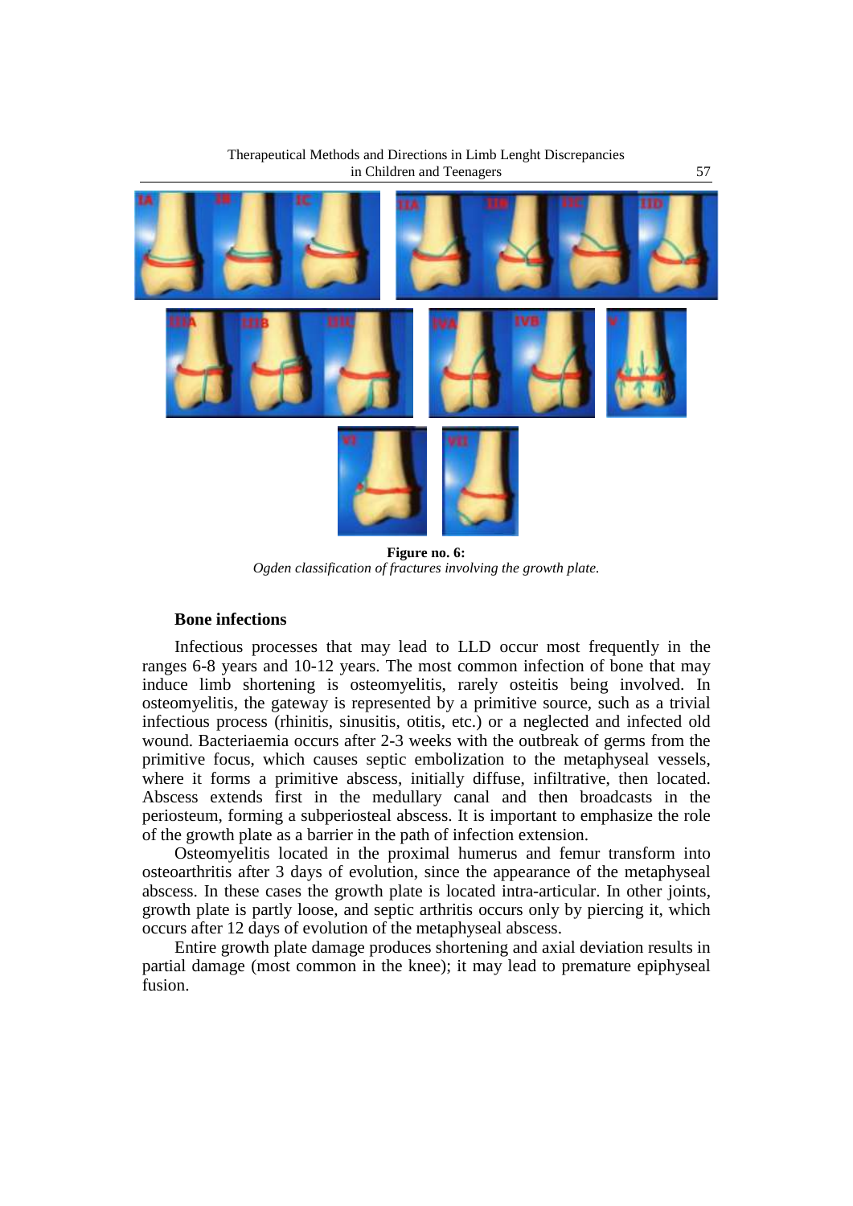**Figure no. 6:**
*Ogden classification of fractures involving the growth plate.*

### Bone infections

Infectious processes that may lead to LLD occur most frequently in the ranges 6-8 years and 10-12 years. The most common infection of bone that may induce limb shortening is osteomyelitis, rarely osteitis being involved. In osteomyelitis, the gateway is represented by a primitive source, such as a trivial infectious process (rhinitis, sinusitis, otitis, etc.) or a neglected and infected old wound. Bacteriaemia occurs after 2-3 weeks with the outbreak of germs from the primitive focus, which causes septic embolization to the metaphyseal vessels, where it forms a primitive abscess, initially diffuse, infiltrative, then located. Abscess extends first in the medullary canal and then broadcasts in the periosteum, forming a subperiosteal abscess. It is important to emphasize the role of the growth plate as a barrier in the path of infection extension.

Osteomyelitis located in the proximal humerus and femur transform into osteoarthritis after 3 days of evolution, since the appearance of the metaphyseal abscess. In these cases the growth plate is located intra-articular. In other joints, growth plate is partly loose, and septic arthritis occurs only by piercing it, which occurs after 12 days of evolution of the metaphyseal abscess.

Entire growth plate damage produces shortening and axial deviation results in partial damage (most common in the knee); it may lead to premature epiphyseal fusion.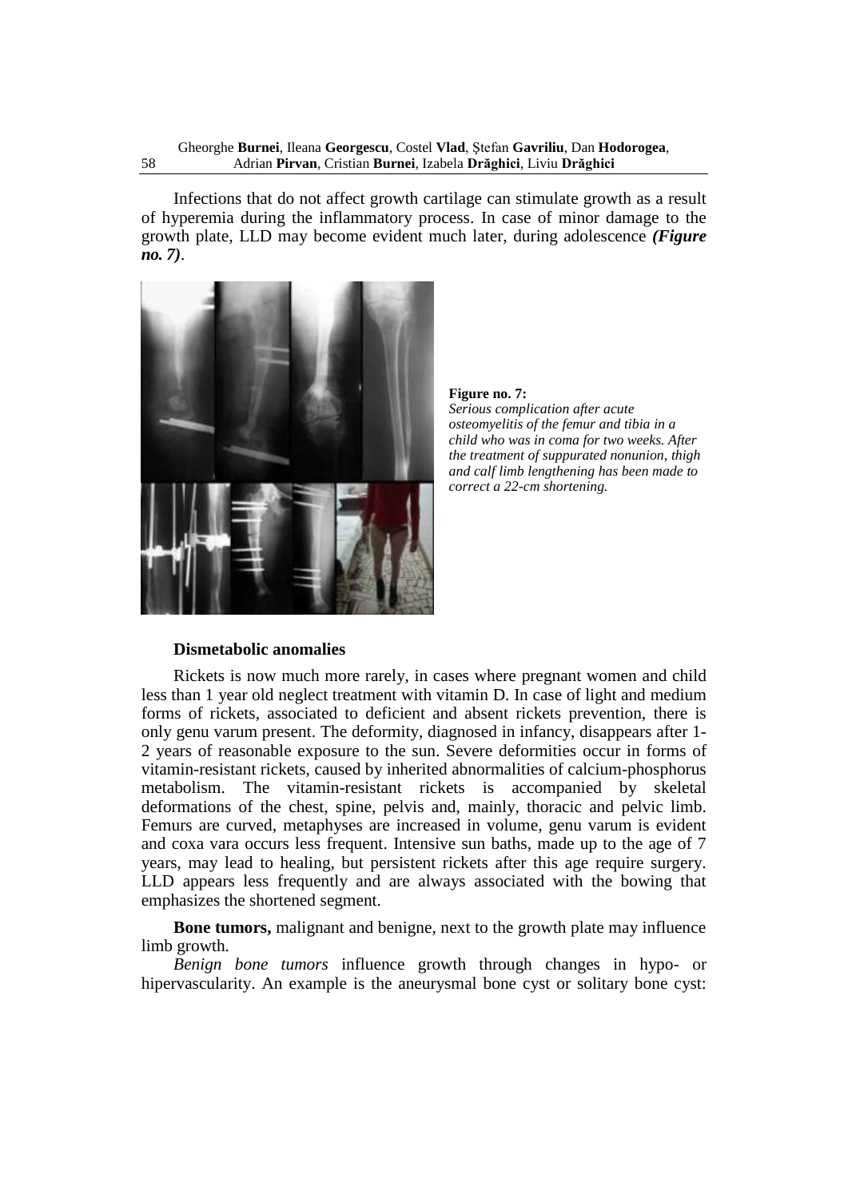Infections that do not affect growth cartilage can stimulate growth as a result of hyperemia during the inflammatory process. In case of minor damage to the growth plate, LLD may become evident much later, during adolescence ***(Figure no. 7)***.

**Figure no. 7:**
*Serious complication after acute osteomyelitis of the femur and tibia in a child who was in coma for two weeks. After the treatment of suppurated nonunion, thigh and calf limb lengthening has been made to correct a 22-cm shortening.*

### Dismetabolic anomalies

Rickets is now much more rarely, in cases where pregnant women and child less than 1 year old neglect treatment with vitamin D. In case of light and medium forms of rickets, associated to deficient and absent rickets prevention, there is only genu varum present. The deformity, diagnosed in infancy, disappears after 1-2 years of reasonable exposure to the sun. Severe deformities occur in forms of vitamin-resistant rickets, caused by inherited abnormalities of calcium-phosphorus metabolism. The vitamin-resistant rickets is accompanied by skeletal deformations of the chest, spine, pelvis and, mainly, thoracic and pelvic limb. Femurs are curved, metaphyses are increased in volume, genu varum is evident and coxa vara occurs less frequent. Intensive sun baths, made up to the age of 7 years, may lead to healing, but persistent rickets after this age require surgery. LLD appears less frequently and are always associated with the bowing that emphasizes the shortened segment.

**Bone tumors,** malignant and benigne, next to the growth plate may influence limb growth.

*Benign bone tumors* influence growth through changes in hypo- or hipervascularity. An example is the aneurysmal bone cyst or solitary bone cyst: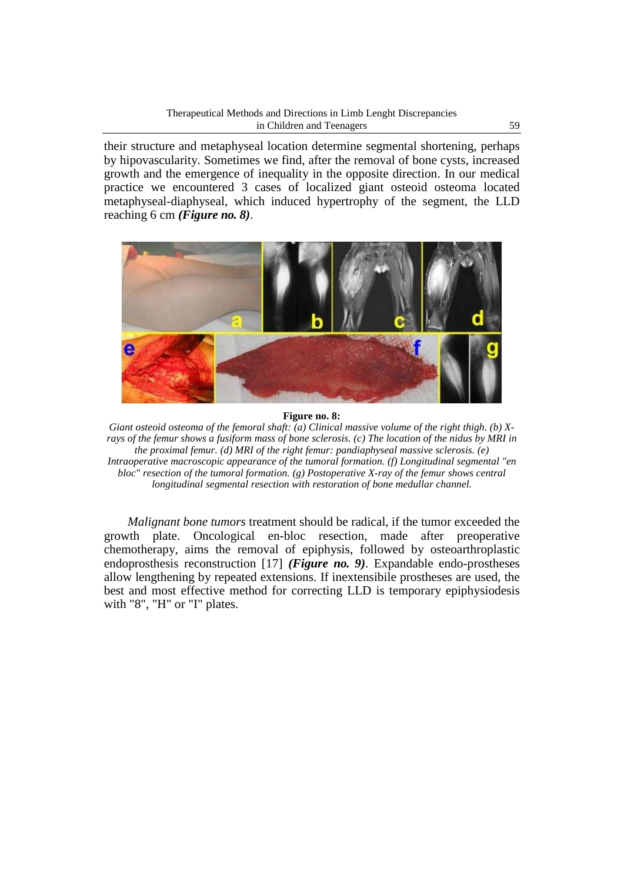their structure and metaphyseal location determine segmental shortening, perhaps by hipovascularity. Sometimes we find, after the removal of bone cysts, increased growth and the emergence of inequality in the opposite direction. In our medical practice we encountered 3 cases of localized giant osteoid osteoma located metaphyseal-diaphyseal, which induced hypertrophy of the segment, the LLD reaching 6 cm ***(Figure no. 8)***.

**Figure no. 8:**

*Giant osteoid osteoma of the femoral shaft: (a) Clinical massive volume of the right thigh. (b) X-rays of the femur shows a fusiform mass of bone sclerosis. (c) The location of the nidus by MRI in the proximal femur. (d) MRI of the right femur: pandiaphyseal massive sclerosis. (e) Intraoperative macroscopic appearance of the tumoral formation. (f) Longitudinal segmental "en bloc" resection of the tumoral formation. (g) Postoperative X-ray of the femur shows central longitudinal segmental resection with restoration of bone medullar channel.*

*Malignant bone tumors* treatment should be radical, if the tumor exceeded the growth plate. Oncological en-bloc resection, made after preoperative chemotherapy, aims the removal of epiphysis, followed by osteoarthroplastic endoprosthesis reconstruction [17] ***(Figure no. 9)***. Expandable endo-prostheses allow lengthening by repeated extensions. If inextensibile prostheses are used, the best and most effective method for correcting LLD is temporary epiphysiodesis with "8", "H" or "I" plates.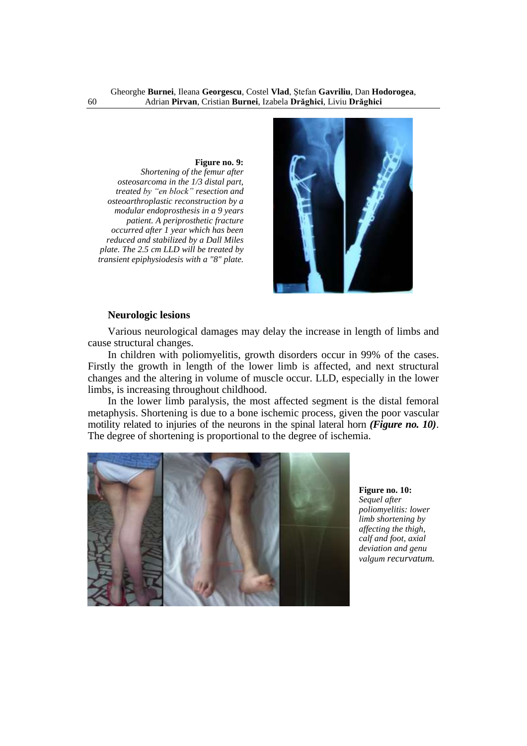**Figure no. 9:** *Shortening of the femur after osteosarcoma in the 1/3 distal part, treated by "en block" resection and osteoarthroplastic reconstruction by a modular endoprosthesis in a 9 years patient. A periprosthetic fracture occurred after 1 year which has been reduced and stabilized by a Dall Miles plate. The 2.5 cm LLD will be treated by transient epiphysiodesis with a "8" plate.*

### Neurologic lesions

Various neurological damages may delay the increase in length of limbs and cause structural changes.

In children with poliomyelitis, growth disorders occur in 99% of the cases. Firstly the growth in length of the lower limb is affected, and next structural changes and the altering in volume of muscle occur. LLD, especially in the lower limbs, is increasing throughout childhood.

In the lower limb paralysis, the most affected segment is the distal femoral metaphysis. Shortening is due to a bone ischemic process, given the poor vascular motility related to injuries of the neurons in the spinal lateral horn ***(Figure no. 10)***. The degree of shortening is proportional to the degree of ischemia.

**Figure no. 10:** *Sequel after poliomyelitis: lower limb shortening by affecting the thigh, calf and foot, axial deviation and genu valgum recurvatum.*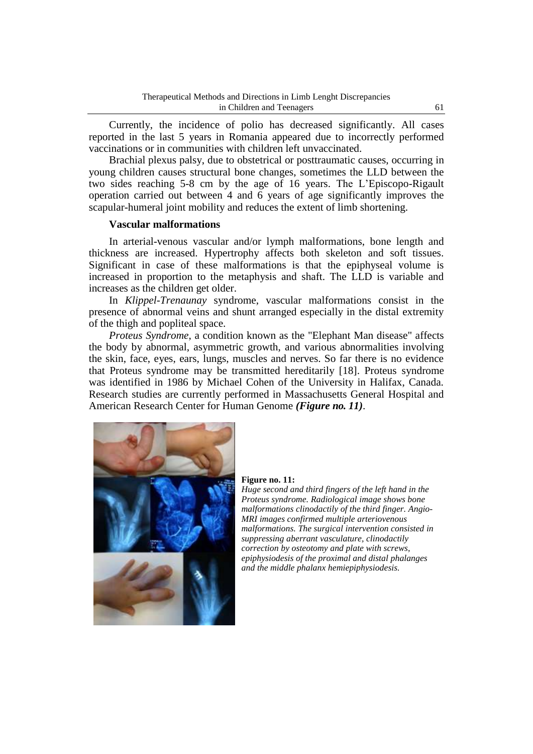Currently, the incidence of polio has decreased significantly. All cases reported in the last 5 years in Romania appeared due to incorrectly performed vaccinations or in communities with children left unvaccinated.

Brachial plexus palsy, due to obstetrical or posttraumatic causes, occurring in young children causes structural bone changes, sometimes the LLD between the two sides reaching 5-8 cm by the age of 16 years. The L'Episcopo-Rigault operation carried out between 4 and 6 years of age significantly improves the scapular-humeral joint mobility and reduces the extent of limb shortening.

### Vascular malformations

In arterial-venous vascular and/or lymph malformations, bone length and thickness are increased. Hypertrophy affects both skeleton and soft tissues. Significant in case of these malformations is that the epiphyseal volume is increased in proportion to the metaphysis and shaft. The LLD is variable and increases as the children get older.

In *Klippel-Trenaunay* syndrome, vascular malformations consist in the presence of abnormal veins and shunt arranged especially in the distal extremity of the thigh and popliteal space.

*Proteus Syndrome*, a condition known as the "Elephant Man disease" affects the body by abnormal, asymmetric growth, and various abnormalities involving the skin, face, eyes, ears, lungs, muscles and nerves. So far there is no evidence that Proteus syndrome may be transmitted hereditarily [18]. Proteus syndrome was identified in 1986 by Michael Cohen of the University in Halifax, Canada. Research studies are currently performed in Massachusetts General Hospital and American Research Center for Human Genome ***(Figure no. 11)***.

**Figure no. 11:**
*Huge second and third fingers of the left hand in the Proteus syndrome. Radiological image shows bone malformations clinodactily of the third finger. Angio-MRI images confirmed multiple arteriovenous malformations. The surgical intervention consisted in suppressing aberrant vasculature, clinodactily correction by osteotomy and plate with screws, epiphysiodesis of the proximal and distal phalanges and the middle phalanx hemiepiphysiodesis.*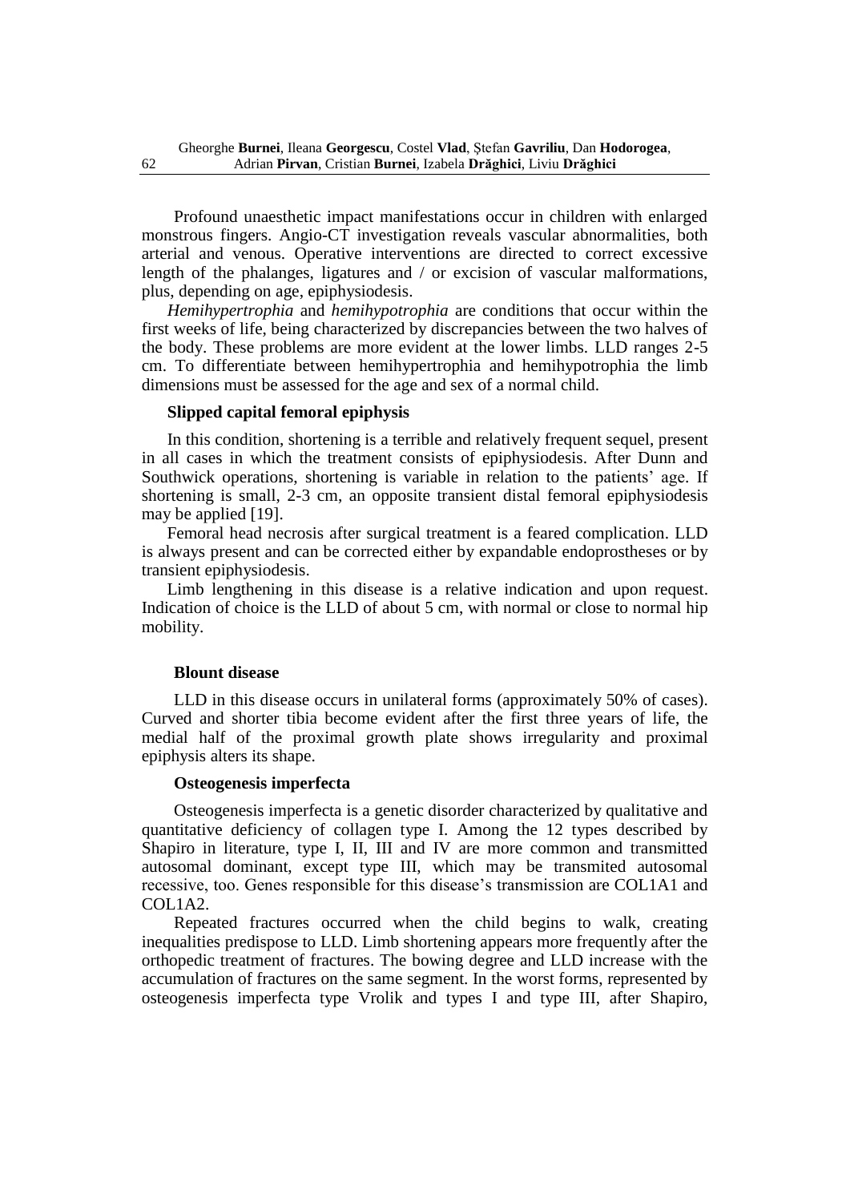Profound unaesthetic impact manifestations occur in children with enlarged monstrous fingers. Angio-CT investigation reveals vascular abnormalities, both arterial and venous. Operative interventions are directed to correct excessive length of the phalanges, ligatures and / or excision of vascular malformations, plus, depending on age, epiphysiodesis.

*Hemihypertrophia* and *hemihypotrophia* are conditions that occur within the first weeks of life, being characterized by discrepancies between the two halves of the body. These problems are more evident at the lower limbs. LLD ranges 2-5 cm. To differentiate between hemihypertrophia and hemihypotrophia the limb dimensions must be assessed for the age and sex of a normal child.

### Slipped capital femoral epiphysis

In this condition, shortening is a terrible and relatively frequent sequel, present in all cases in which the treatment consists of epiphysiodesis. After Dunn and Southwick operations, shortening is variable in relation to the patients' age. If shortening is small, 2-3 cm, an opposite transient distal femoral epiphysiodesis may be applied [19].

Femoral head necrosis after surgical treatment is a feared complication. LLD is always present and can be corrected either by expandable endoprostheses or by transient epiphysiodesis.

Limb lengthening in this disease is a relative indication and upon request. Indication of choice is the LLD of about 5 cm, with normal or close to normal hip mobility.

### Blount disease

LLD in this disease occurs in unilateral forms (approximately 50% of cases). Curved and shorter tibia become evident after the first three years of life, the medial half of the proximal growth plate shows irregularity and proximal epiphysis alters its shape.

### Osteogenesis imperfecta

Osteogenesis imperfecta is a genetic disorder characterized by qualitative and quantitative deficiency of collagen type I. Among the 12 types described by Shapiro in literature, type I, II, III and IV are more common and transmitted autosomal dominant, except type III, which may be transmited autosomal recessive, too. Genes responsible for this disease's transmission are COL1A1 and COL1A2.

Repeated fractures occurred when the child begins to walk, creating inequalities predispose to LLD. Limb shortening appears more frequently after the orthopedic treatment of fractures. The bowing degree and LLD increase with the accumulation of fractures on the same segment. In the worst forms, represented by osteogenesis imperfecta type Vrolik and types I and type III, after Shapiro,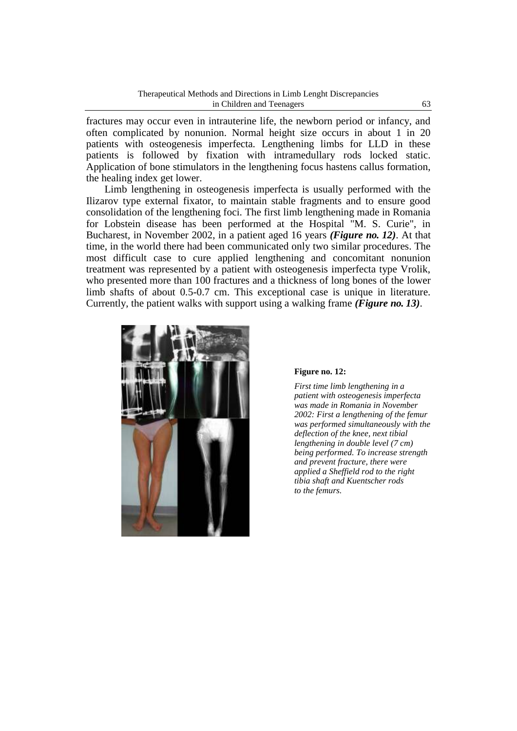fractures may occur even in intrauterine life, the newborn period or infancy, and often complicated by nonunion. Normal height size occurs in about 1 in 20 patients with osteogenesis imperfecta. Lengthening limbs for LLD in these patients is followed by fixation with intramedullary rods locked static. Application of bone stimulators in the lengthening focus hastens callus formation, the healing index get lower.

Limb lengthening in osteogenesis imperfecta is usually performed with the Ilizarov type external fixator, to maintain stable fragments and to ensure good consolidation of the lengthening foci. The first limb lengthening made in Romania for Lobstein disease has been performed at the Hospital "M. S. Curie", in Bucharest, in November 2002, in a patient aged 16 years ***(Figure no. 12)***. At that time, in the world there had been communicated only two similar procedures. The most difficult case to cure applied lengthening and concomitant nonunion treatment was represented by a patient with osteogenesis imperfecta type Vrolik, who presented more than 100 fractures and a thickness of long bones of the lower limb shafts of about 0.5-0.7 cm. This exceptional case is unique in literature. Currently, the patient walks with support using a walking frame ***(Figure no. 13)***.

**Figure no. 12:**

*First time limb lengthening in a patient with osteogenesis imperfecta was made in Romania in November 2002: First a lengthening of the femur was performed simultaneously with the deflection of the knee, next tibial lengthening in double level (7 cm) being performed. To increase strength and prevent fracture, there were applied a Sheffield rod to the right tibia shaft and Kuentscher rods to the femurs.*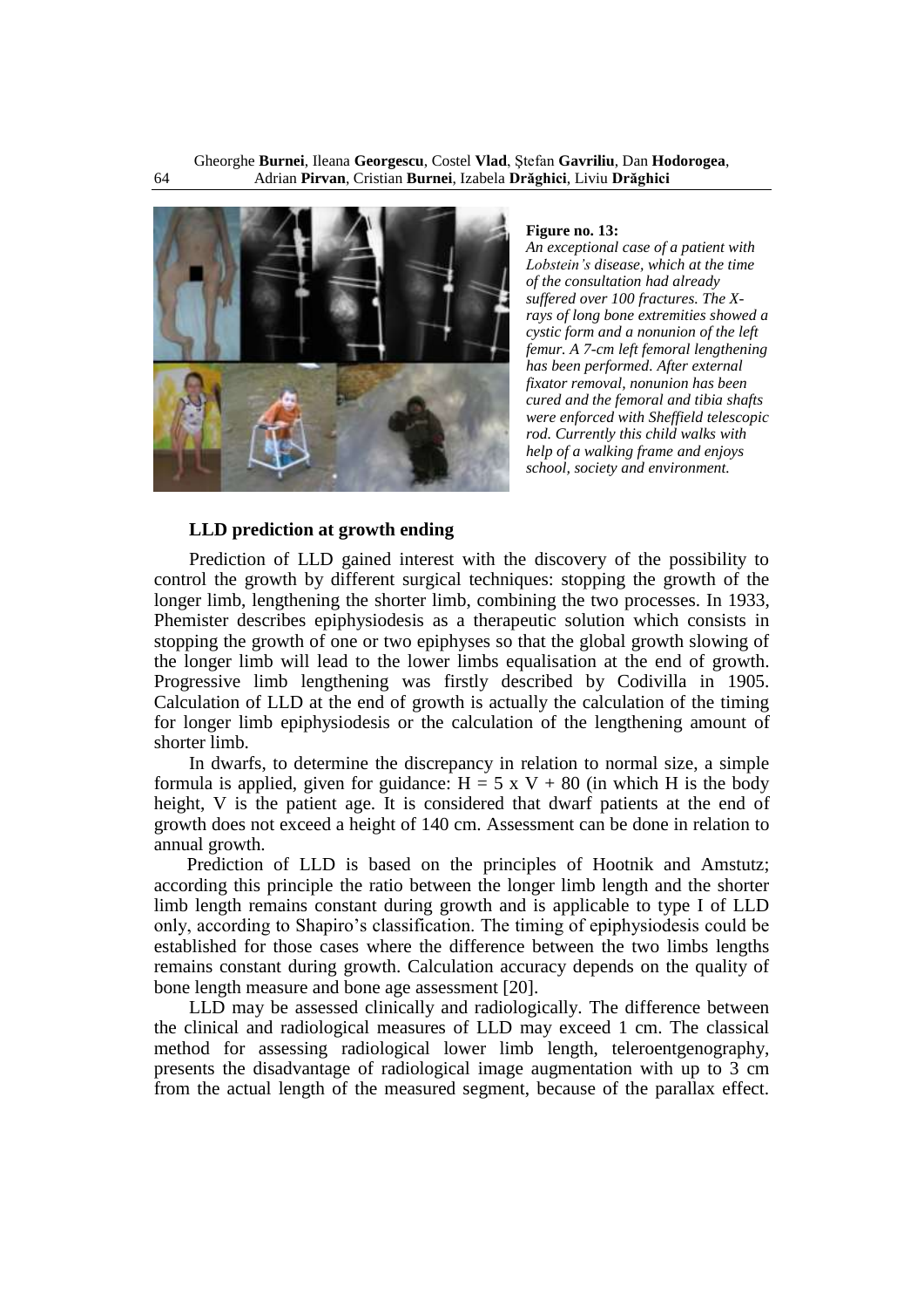**Figure no. 13:**
*An exceptional case of a patient with Lobstein's disease, which at the time of the consultation had already suffered over 100 fractures. The X-rays of long bone extremities showed a cystic form and a nonunion of the left femur. A 7-cm left femoral lengthening has been performed. After external fixator removal, nonunion has been cured and the femoral and tibia shafts were enforced with Sheffield telescopic rod. Currently this child walks with help of a walking frame and enjoys school, society and environment.*

### LLD prediction at growth ending

Prediction of LLD gained interest with the discovery of the possibility to control the growth by different surgical techniques: stopping the growth of the longer limb, lengthening the shorter limb, combining the two processes. In 1933, Phemister describes epiphysiodesis as a therapeutic solution which consists in stopping the growth of one or two epiphyses so that the global growth slowing of the longer limb will lead to the lower limbs equalisation at the end of growth. Progressive limb lengthening was firstly described by Codivilla in 1905. Calculation of LLD at the end of growth is actually the calculation of the timing for longer limb epiphysiodesis or the calculation of the lengthening amount of shorter limb.

In dwarfs, to determine the discrepancy in relation to normal size, a simple formula is applied, given for guidance: $H = 5 \times V + 80$ (in which H is the body height, V is the patient age. It is considered that dwarf patients at the end of growth does not exceed a height of 140 cm. Assessment can be done in relation to annual growth.

Prediction of LLD is based on the principles of Hootnik and Amstutz; according this principle the ratio between the longer limb length and the shorter limb length remains constant during growth and is applicable to type I of LLD only, according to Shapiro's classification. The timing of epiphysiodesis could be established for those cases where the difference between the two limbs lengths remains constant during growth. Calculation accuracy depends on the quality of bone length measure and bone age assessment [20].

LLD may be assessed clinically and radiologically. The difference between the clinical and radiological measures of LLD may exceed 1 cm. The classical method for assessing radiological lower limb length, teleroentgenography, presents the disadvantage of radiological image augmentation with up to 3 cm from the actual length of the measured segment, because of the parallax effect.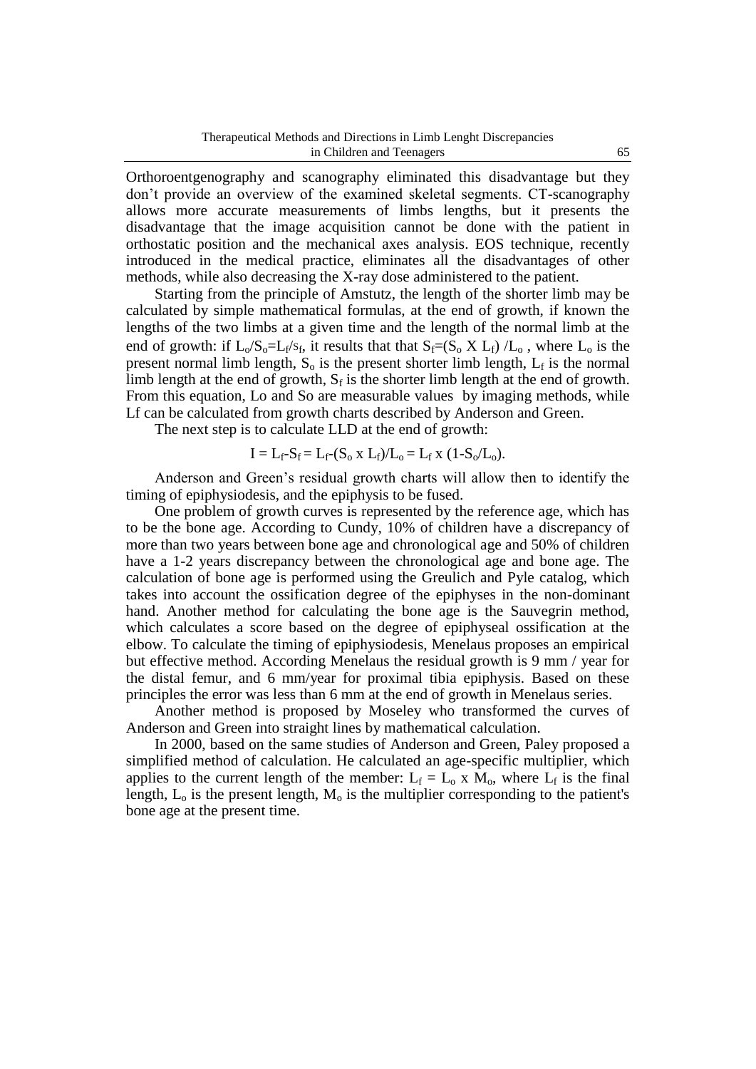Orthoroentgenography and scanography eliminated this disadvantage but they don't provide an overview of the examined skeletal segments. CT-scanography allows more accurate measurements of limbs lengths, but it presents the disadvantage that the image acquisition cannot be done with the patient in orthostatic position and the mechanical axes analysis. EOS technique, recently introduced in the medical practice, eliminates all the disadvantages of other methods, while also decreasing the X-ray dose administered to the patient.

Starting from the principle of Amstutz, the length of the shorter limb may be calculated by simple mathematical formulas, at the end of growth, if known the lengths of the two limbs at a given time and the length of the normal limb at the end of growth: if $L_o/S_o = L_f/s_f$, it results that that $S_f = (S_o \text{ X } L_f)/L_o$, where $L_o$ is the present normal limb length, $S_o$ is the present shorter limb length, $L_f$ is the normal limb length at the end of growth, $S_f$ is the shorter limb length at the end of growth. From this equation, Lo and So are measurable values by imaging methods, while Lf can be calculated from growth charts described by Anderson and Green.

The next step is to calculate LLD at the end of growth:

$$I = L_f - S_f = L_f - (S_o \text{ x } L_f)/L_o = L_f \text{ x } (1 - S_o/L_o).$$

Anderson and Green's residual growth charts will allow then to identify the timing of epiphysiodesis, and the epiphysis to be fused.

One problem of growth curves is represented by the reference age, which has to be the bone age. According to Cundy, 10% of children have a discrepancy of more than two years between bone age and chronological age and 50% of children have a 1-2 years discrepancy between the chronological age and bone age. The calculation of bone age is performed using the Greulich and Pyle catalog, which takes into account the ossification degree of the epiphyses in the non-dominant hand. Another method for calculating the bone age is the Sauvegrin method, which calculates a score based on the degree of epiphyseal ossification at the elbow. To calculate the timing of epiphysiodesis, Menelaus proposes an empirical but effective method. According Menelaus the residual growth is 9 mm / year for the distal femur, and 6 mm/year for proximal tibia epiphysis. Based on these principles the error was less than 6 mm at the end of growth in Menelaus series.

Another method is proposed by Moseley who transformed the curves of Anderson and Green into straight lines by mathematical calculation.

In 2000, based on the same studies of Anderson and Green, Paley proposed a simplified method of calculation. He calculated an age-specific multiplier, which applies to the current length of the member: $L_f = L_o \text{ x } M_o$, where $L_f$ is the final length, $L_o$ is the present length, $M_o$ is the multiplier corresponding to the patient's bone age at the present time.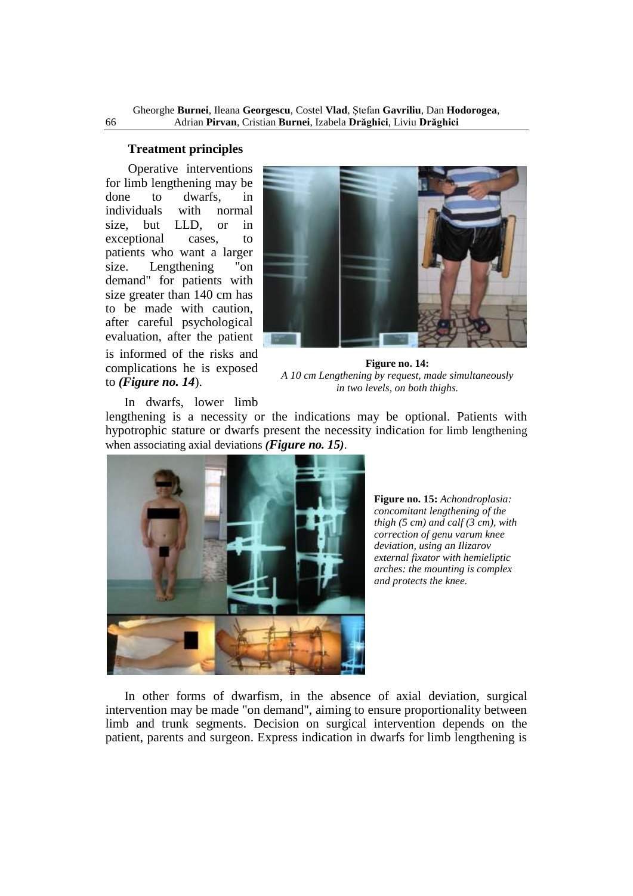## Treatment principles

Operative interventions for limb lengthening may be done to dwarfs, in individuals with normal size, but LLD, or in exceptional cases, to patients who want a larger size. Lengthening "on demand" for patients with size greater than 140 cm has to be made with caution, after careful psychological evaluation, after the patient is informed of the risks and complications he is exposed to ***(Figure no. 14)***.

**Figure no. 14:**
*A 10 cm Lengthening by request, made simultaneously in two levels, on both thighs.*

In dwarfs, lower limb lengthening is a necessity or the indications may be optional. Patients with hypotrophic stature or dwarfs present the necessity indication for limb lengthening when associating axial deviations ***(Figure no. 15)***.

**Figure no. 15:** *Achondroplasia: concomitant lengthening of the thigh (5 cm) and calf (3 cm), with correction of genu varum knee deviation, using an Ilizarov external fixator with hemieliptic arches: the mounting is complex and protects the knee.*

In other forms of dwarfism, in the absence of axial deviation, surgical intervention may be made "on demand", aiming to ensure proportionality between limb and trunk segments. Decision on surgical intervention depends on the patient, parents and surgeon. Express indication in dwarfs for limb lengthening is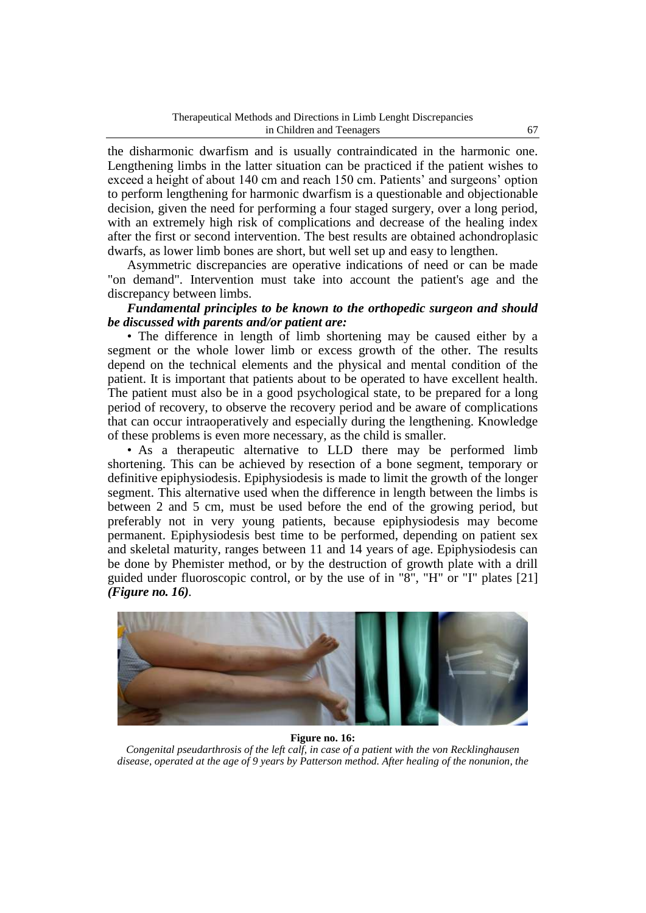the disharmonic dwarfism and is usually contraindicated in the harmonic one. Lengthening limbs in the latter situation can be practiced if the patient wishes to exceed a height of about 140 cm and reach 150 cm. Patients' and surgeons' option to perform lengthening for harmonic dwarfism is a questionable and objectionable decision, given the need for performing a four staged surgery, over a long period, with an extremely high risk of complications and decrease of the healing index after the first or second intervention. The best results are obtained achondroplasic dwarfs, as lower limb bones are short, but well set up and easy to lengthen.

Asymmetric discrepancies are operative indications of need or can be made "on demand". Intervention must take into account the patient's age and the discrepancy between limbs.

***Fundamental principles to be known to the orthopedic surgeon and should be discussed with parents and/or patient are:***

• The difference in length of limb shortening may be caused either by a segment or the whole lower limb or excess growth of the other. The results depend on the technical elements and the physical and mental condition of the patient. It is important that patients about to be operated to have excellent health. The patient must also be in a good psychological state, to be prepared for a long period of recovery, to observe the recovery period and be aware of complications that can occur intraoperatively and especially during the lengthening. Knowledge of these problems is even more necessary, as the child is smaller.

• As a therapeutic alternative to LLD there may be performed limb shortening. This can be achieved by resection of a bone segment, temporary or definitive epiphysiodesis. Epiphysiodesis is made to limit the growth of the longer segment. This alternative used when the difference in length between the limbs is between 2 and 5 cm, must be used before the end of the growing period, but preferably not in very young patients, because epiphysiodesis may become permanent. Epiphysiodesis best time to be performed, depending on patient sex and skeletal maturity, ranges between 11 and 14 years of age. Epiphysiodesis can be done by Phemister method, or by the destruction of growth plate with a drill guided under fluoroscopic control, or by the use of in "8", "H" or "I" plates [21] ***(Figure no. 16)***.

**Figure no. 16:**

*Congenital pseudarthrosis of the left calf, in case of a patient with the von Recklinghausen disease, operated at the age of 9 years by Patterson method. After healing of the nonunion, the*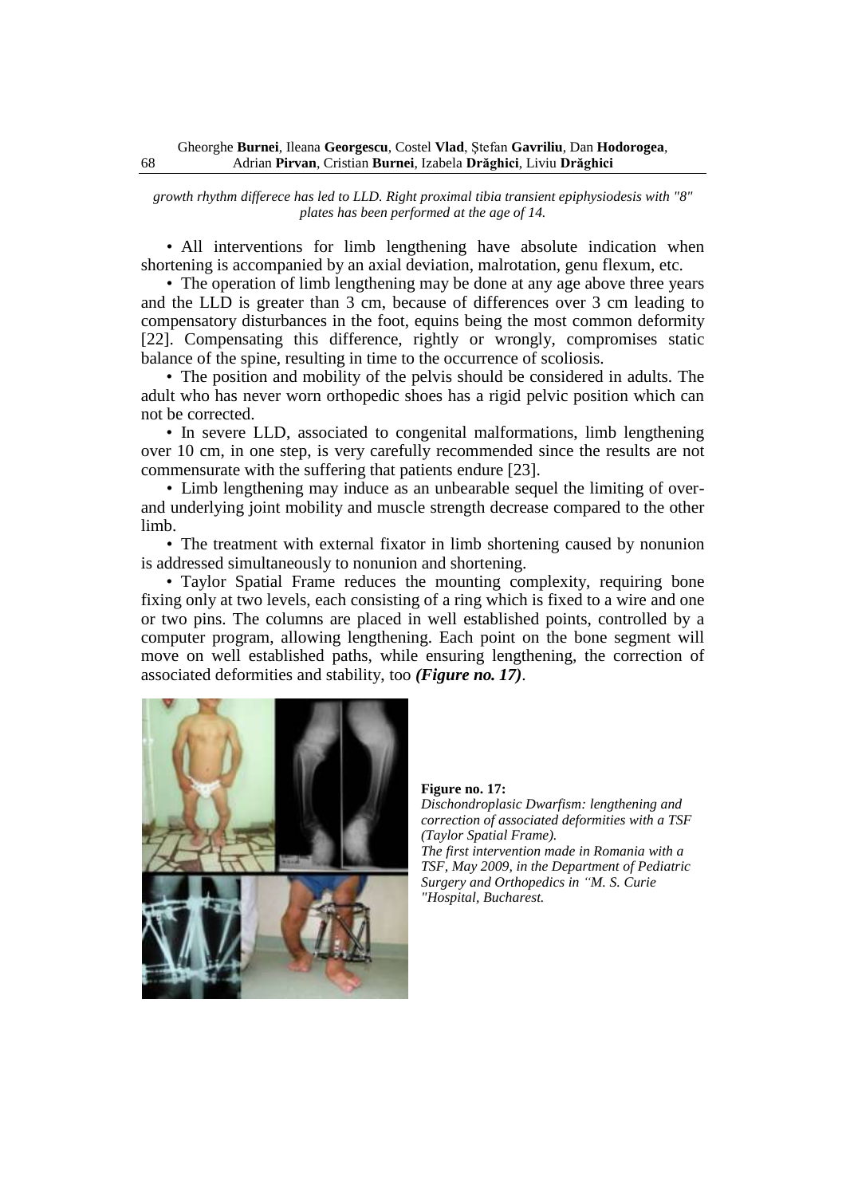*growth rhythm differece has led to LLD. Right proximal tibia transient epiphysiodesis with "8" plates has been performed at the age of 14.*

- All interventions for limb lengthening have absolute indication when shortening is accompanied by an axial deviation, malrotation, genu flexum, etc.
- The operation of limb lengthening may be done at any age above three years and the LLD is greater than 3 cm, because of differences over 3 cm leading to compensatory disturbances in the foot, equins being the most common deformity [22]. Compensating this difference, rightly or wrongly, compromises static balance of the spine, resulting in time to the occurrence of scoliosis.
- The position and mobility of the pelvis should be considered in adults. The adult who has never worn orthopedic shoes has a rigid pelvic position which can not be corrected.
- In severe LLD, associated to congenital malformations, limb lengthening over 10 cm, in one step, is very carefully recommended since the results are not commensurate with the suffering that patients endure [23].
- Limb lengthening may induce as an unbearable sequel the limiting of over- and underlying joint mobility and muscle strength decrease compared to the other limb.
- The treatment with external fixator in limb shortening caused by nonunion is addressed simultaneously to nonunion and shortening.
- Taylor Spatial Frame reduces the mounting complexity, requiring bone fixing only at two levels, each consisting of a ring which is fixed to a wire and one or two pins. The columns are placed in well established points, controlled by a computer program, allowing lengthening. Each point on the bone segment will move on well established paths, while ensuring lengthening, the correction of associated deformities and stability, too ***(Figure no. 17)***.

**Figure no. 17:**
*Dischondroplasic Dwarfism: lengthening and correction of associated deformities with a TSF (Taylor Spatial Frame).*
*The first intervention made in Romania with a TSF, May 2009, in the Department of Pediatric Surgery and Orthopedics in "M. S. Curie "Hospital, Bucharest.*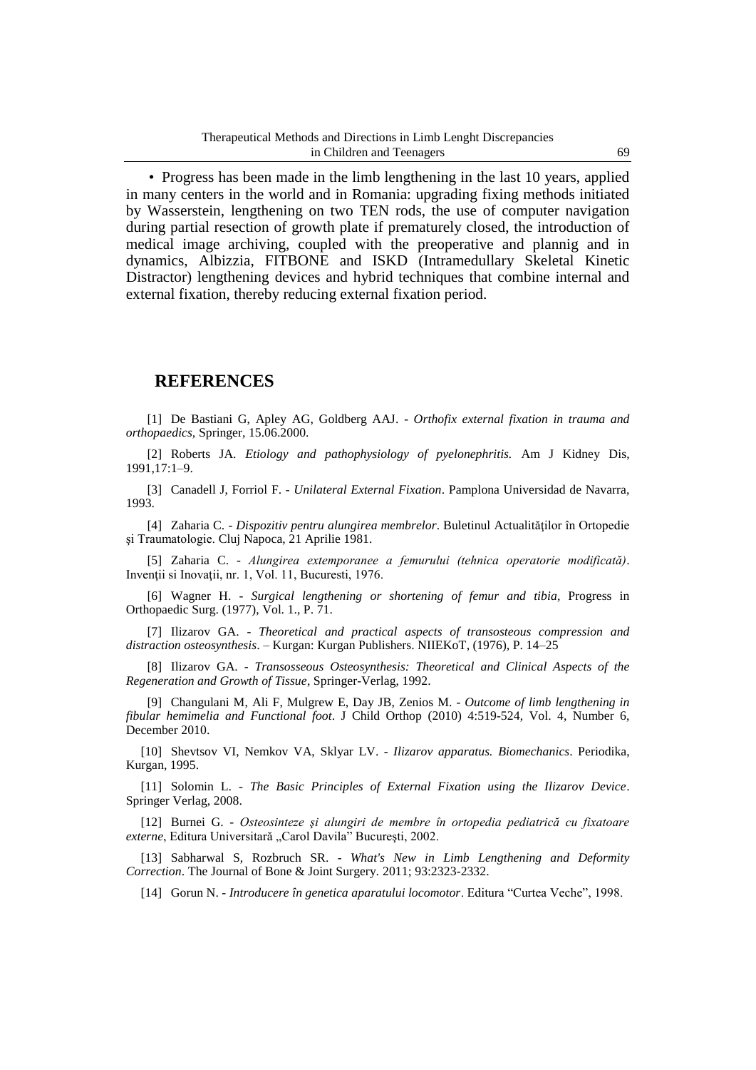• Progress has been made in the limb lengthening in the last 10 years, applied in many centers in the world and in Romania: upgrading fixing methods initiated by Wasserstein, lengthening on two TEN rods, the use of computer navigation during partial resection of growth plate if prematurely closed, the introduction of medical image archiving, coupled with the preoperative and plannig and in dynamics, Albizzia, FITBONE and ISKD (Intramedullary Skeletal Kinetic Distractor) lengthening devices and hybrid techniques that combine internal and external fixation, thereby reducing external fixation period.

## REFERENCES

[1] De Bastiani G, Apley AG, Goldberg AAJ. - *Orthofix external fixation in trauma and orthopaedics*, Springer, 15.06.2000.

[2] Roberts JA. *Etiology and pathophysiology of pyelonephritis.* Am J Kidney Dis, 1991,17:1–9.

[3] Canadell J, Forriol F. - *Unilateral External Fixation*. Pamplona Universidad de Navarra, 1993.

[4] Zaharia C. - *Dispozitiv pentru alungirea membrelor*. Buletinul Actualităţilor în Ortopedie şi Traumatologie. Cluj Napoca, 21 Aprilie 1981.

[5] Zaharia C. - *Alungirea extemporanee a femurului (tehnica operatorie modificată)*. Invenţii si Inovaţii, nr. 1, Vol. 11, Bucuresti, 1976.

[6] Wagner H. - *Surgical lengthening or shortening of femur and tibia*, Progress in Orthopaedic Surg. (1977), Vol. 1., P. 71.

[7] Ilizarov GA. - *Theoretical and practical aspects of transosteous compression and distraction osteosynthesis*. – Kurgan: Kurgan Publishers. NIIEKoT, (1976), P. 14–25

[8] Ilizarov GA. - *Transosseous Osteosynthesis: Theoretical and Clinical Aspects of the Regeneration and Growth of Tissue*, Springer-Verlag, 1992.

[9] Changulani M, Ali F, Mulgrew E, Day JB, Zenios M. - *Outcome of limb lengthening in fibular hemimelia and Functional foot*. J Child Orthop (2010) 4:519-524, Vol. 4, Number 6, December 2010.

[10] Shevtsov VI, Nemkov VA, Sklyar LV. - *Ilizarov apparatus. Biomechanics*. Periodika, Kurgan, 1995.

[11] Solomin L. - *The Basic Principles of External Fixation using the Ilizarov Device*. Springer Verlag, 2008.

[12] Burnei G. - *Osteosinteze şi alungiri de membre în ortopedia pediatrică cu fixatoare externe*, Editura Universitară „Carol Davila" Bucureşti, 2002.

[13] Sabharwal S, Rozbruch SR. - *What's New in Limb Lengthening and Deformity Correction*. The Journal of Bone & Joint Surgery. 2011; 93:2323-2332.

[14] Gorun N. - *Introducere în genetica aparatului locomotor*. Editura "Curtea Veche", 1998.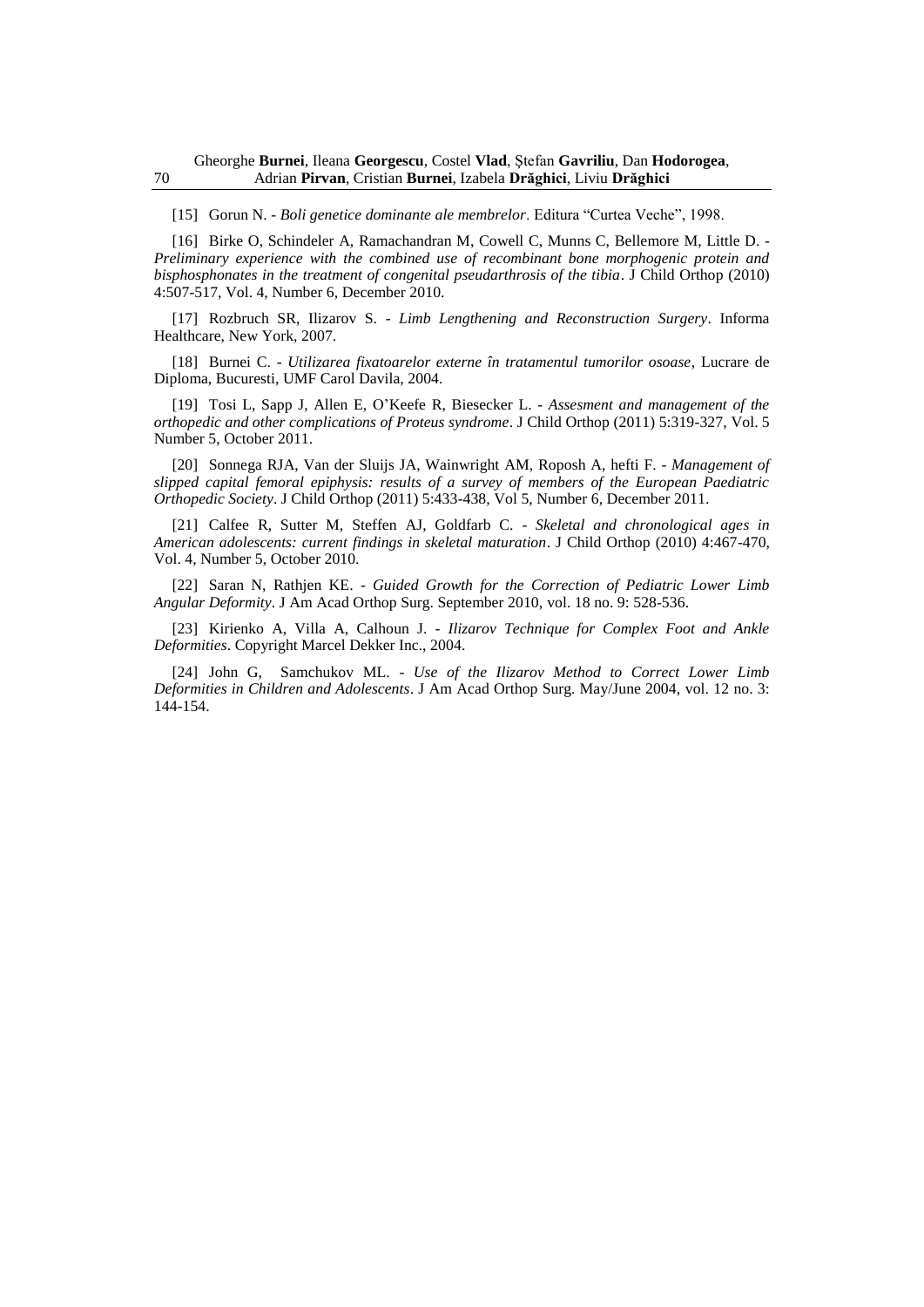[15] Gorun N. - *Boli genetice dominante ale membrelor*. Editura "Curtea Veche", 1998.

[16] Birke O, Schindeler A, Ramachandran M, Cowell C, Munns C, Bellemore M, Little D. - *Preliminary experience with the combined use of recombinant bone morphogenic protein and bisphosphonates in the treatment of congenital pseudarthrosis of the tibia*. J Child Orthop (2010) 4:507-517, Vol. 4, Number 6, December 2010.

[17] Rozbruch SR, Ilizarov S. - *Limb Lengthening and Reconstruction Surgery*. Informa Healthcare, New York, 2007.

[18] Burnei C. - *Utilizarea fixatoarelor externe în tratamentul tumorilor osoase*, Lucrare de Diploma, Bucuresti, UMF Carol Davila, 2004.

[19] Tosi L, Sapp J, Allen E, O'Keefe R, Biesecker L. - *Assesment and management of the orthopedic and other complications of Proteus syndrome*. J Child Orthop (2011) 5:319-327, Vol. 5 Number 5, October 2011.

[20] Sonnega RJA, Van der Sluijs JA, Wainwright AM, Roposh A, hefti F. - *Management of slipped capital femoral epiphysis: results of a survey of members of the European Paediatric Orthopedic Society*. J Child Orthop (2011) 5:433-438, Vol 5, Number 6, December 2011.

[21] Calfee R, Sutter M, Steffen AJ, Goldfarb C. - *Skeletal and chronological ages in American adolescents: current findings in skeletal maturation*. J Child Orthop (2010) 4:467-470, Vol. 4, Number 5, October 2010.

[22] Saran N, Rathjen KE. - *Guided Growth for the Correction of Pediatric Lower Limb Angular Deformity*. J Am Acad Orthop Surg. September 2010, vol. 18 no. 9: 528-536.

[23] Kirienko A, Villa A, Calhoun J. - *Ilizarov Technique for Complex Foot and Ankle Deformities*. Copyright Marcel Dekker Inc., 2004.

[24] John G, Samchukov ML. - *Use of the Ilizarov Method to Correct Lower Limb Deformities in Children and Adolescents*. J Am Acad Orthop Surg. May/June 2004, vol. 12 no. 3: 144-154.